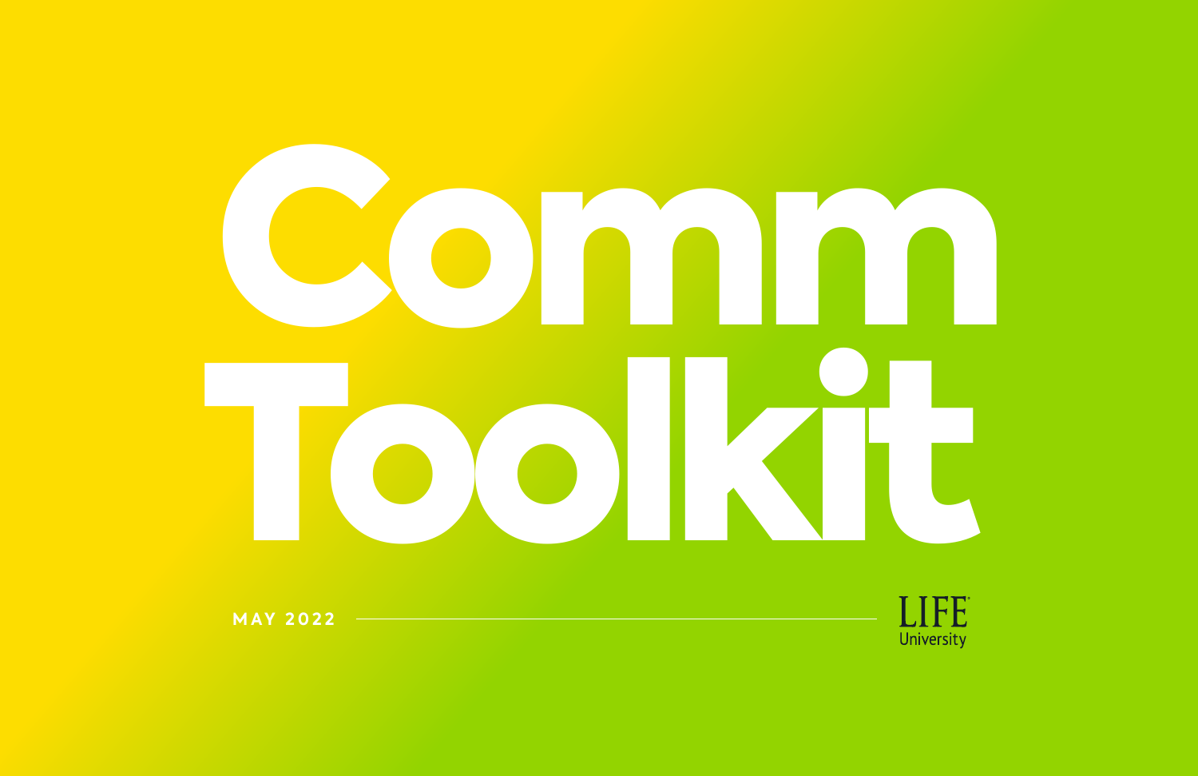# Comm Toolkit

MAY 2022

LIFE University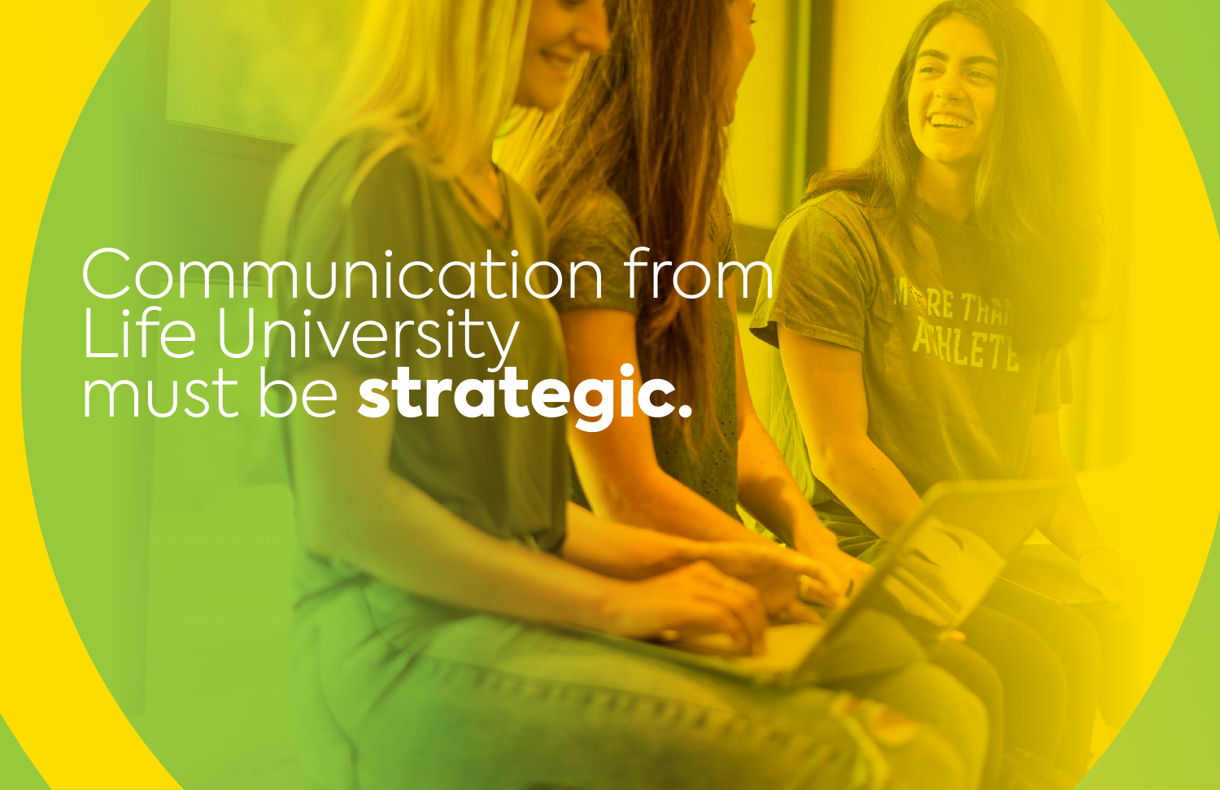# Communication from Life University must be **strategic.**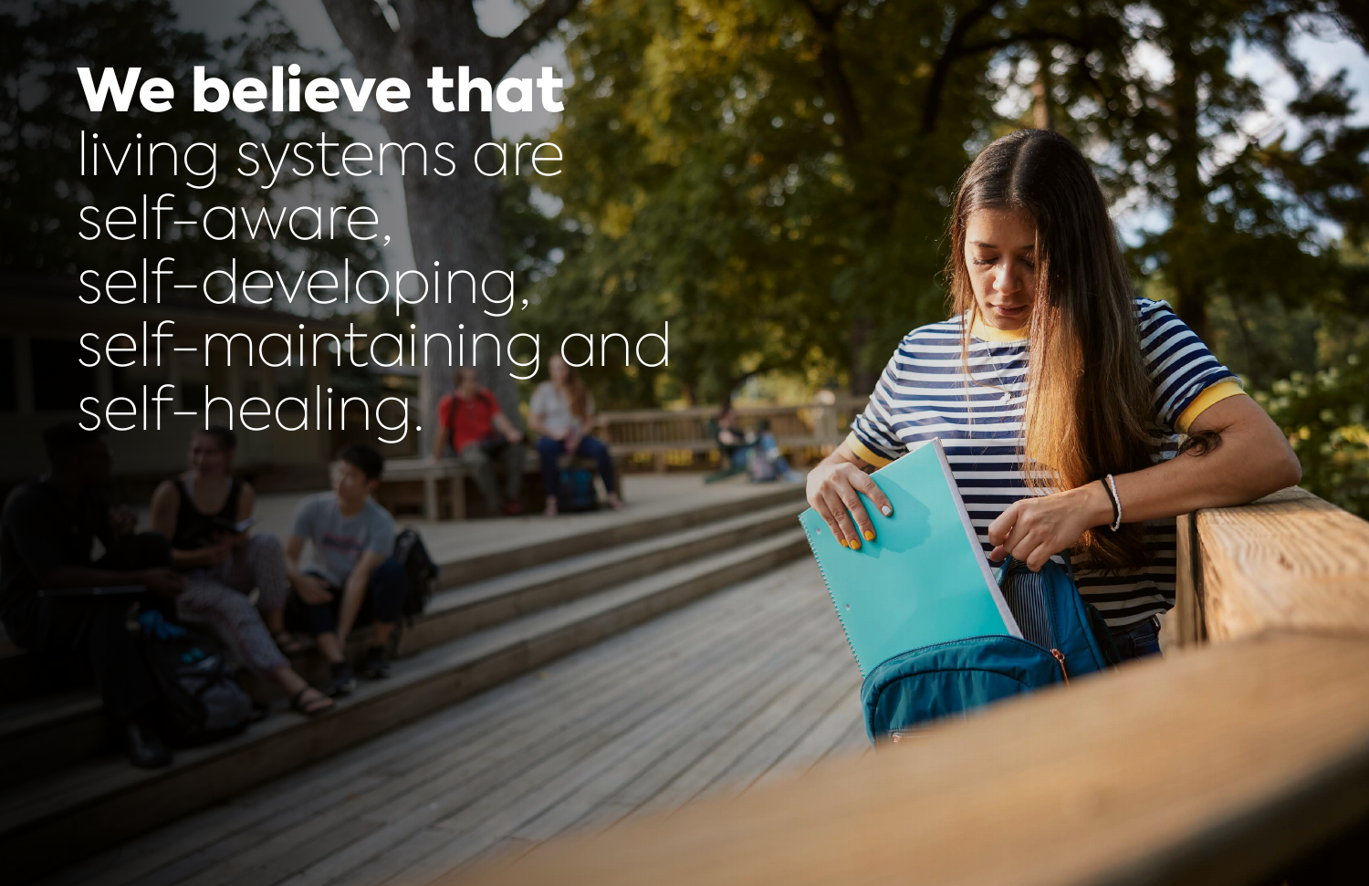**We believe that** living systems are self-aware, self-developing, self-maintaining and self-healing.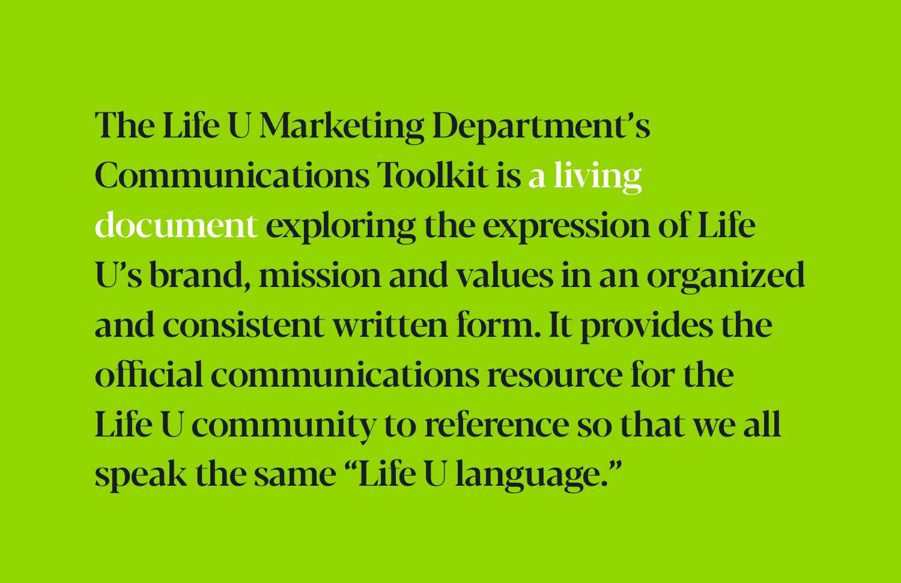The Life U Marketing Department's Communications Toolkit is **a living document** exploring the expression of Life U's brand, mission and values in an organized and consistent written form. It provides the official communications resource for the Life U community to reference so that we all speak the same "Life U language."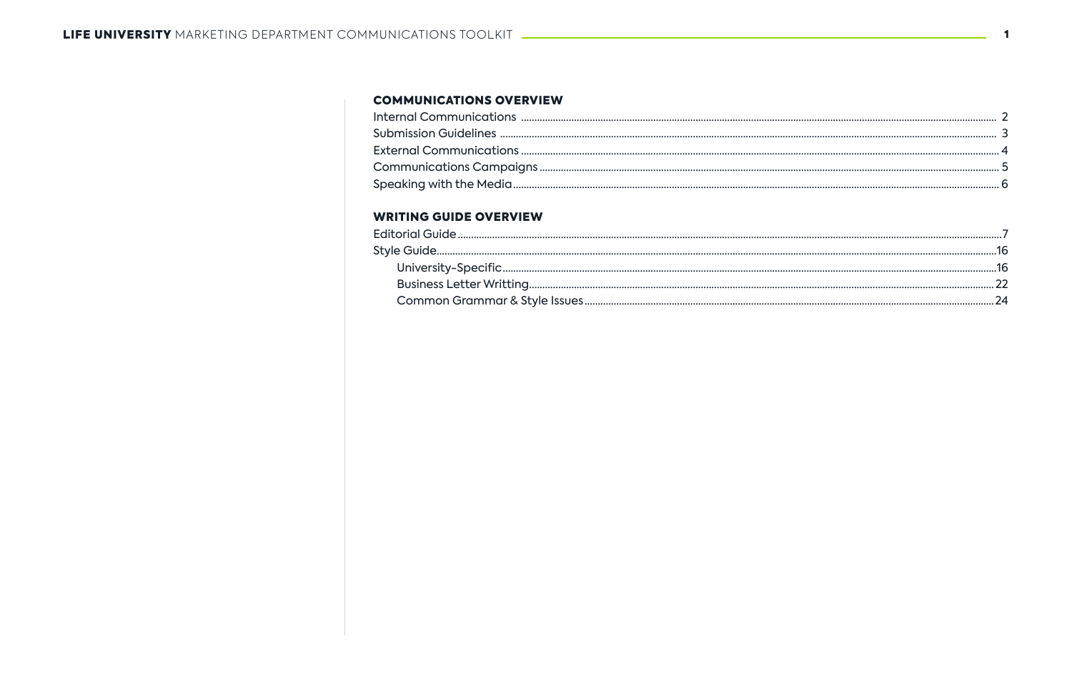## COMMUNICATIONS OVERVIEW

Internal Communications ........ 2
Submission Guidelines ........ 3
External Communications ........ 4
Communications Campaigns ........ 5
Speaking with the Media ........ 6

## WRITING GUIDE OVERVIEW

Editorial Guide ........ 7
Style Guide ........ 16
- University-Specific ........ 16
- Business Letter Writting ........ 22
- Common Grammar & Style Issues ........ 24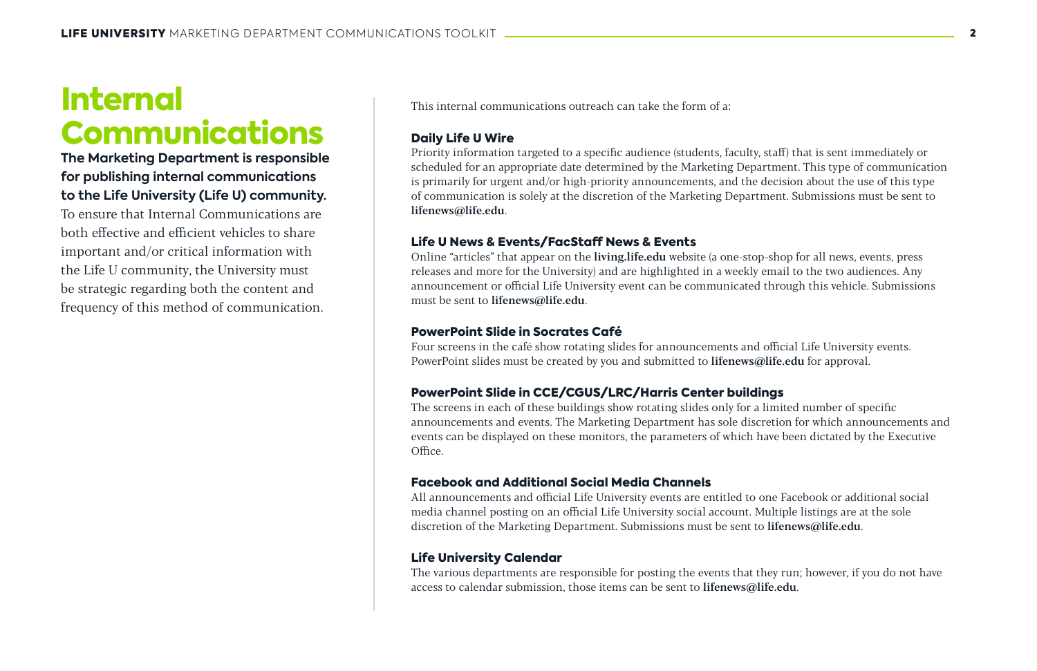# Internal Communications

**The Marketing Department is responsible for publishing internal communications to the Life University (Life U) community.** To ensure that Internal Communications are both effective and efficient vehicles to share important and/or critical information with the Life U community, the University must be strategic regarding both the content and frequency of this method of communication.

This internal communications outreach can take the form of a:

### Daily Life U Wire

Priority information targeted to a specific audience (students, faculty, staff) that is sent immediately or scheduled for an appropriate date determined by the Marketing Department. This type of communication is primarily for urgent and/or high-priority announcements, and the decision about the use of this type of communication is solely at the discretion of the Marketing Department. Submissions must be sent to **lifenews@life.edu**.

### Life U News & Events/FacStaff News & Events

Online "articles" that appear on the **living.life.edu** website (a one-stop-shop for all news, events, press releases and more for the University) and are highlighted in a weekly email to the two audiences. Any announcement or official Life University event can be communicated through this vehicle. Submissions must be sent to **lifenews@life.edu**.

### PowerPoint Slide in Socrates Café

Four screens in the café show rotating slides for announcements and official Life University events. PowerPoint slides must be created by you and submitted to **lifenews@life.edu** for approval.

### PowerPoint Slide in CCE/CGUS/LRC/Harris Center buildings

The screens in each of these buildings show rotating slides only for a limited number of specific announcements and events. The Marketing Department has sole discretion for which announcements and events can be displayed on these monitors, the parameters of which have been dictated by the Executive Office.

### Facebook and Additional Social Media Channels

All announcements and official Life University events are entitled to one Facebook or additional social media channel posting on an official Life University social account. Multiple listings are at the sole discretion of the Marketing Department. Submissions must be sent to **lifenews@life.edu**.

### Life University Calendar

The various departments are responsible for posting the events that they run; however, if you do not have access to calendar submission, those items can be sent to **lifenews@life.edu**.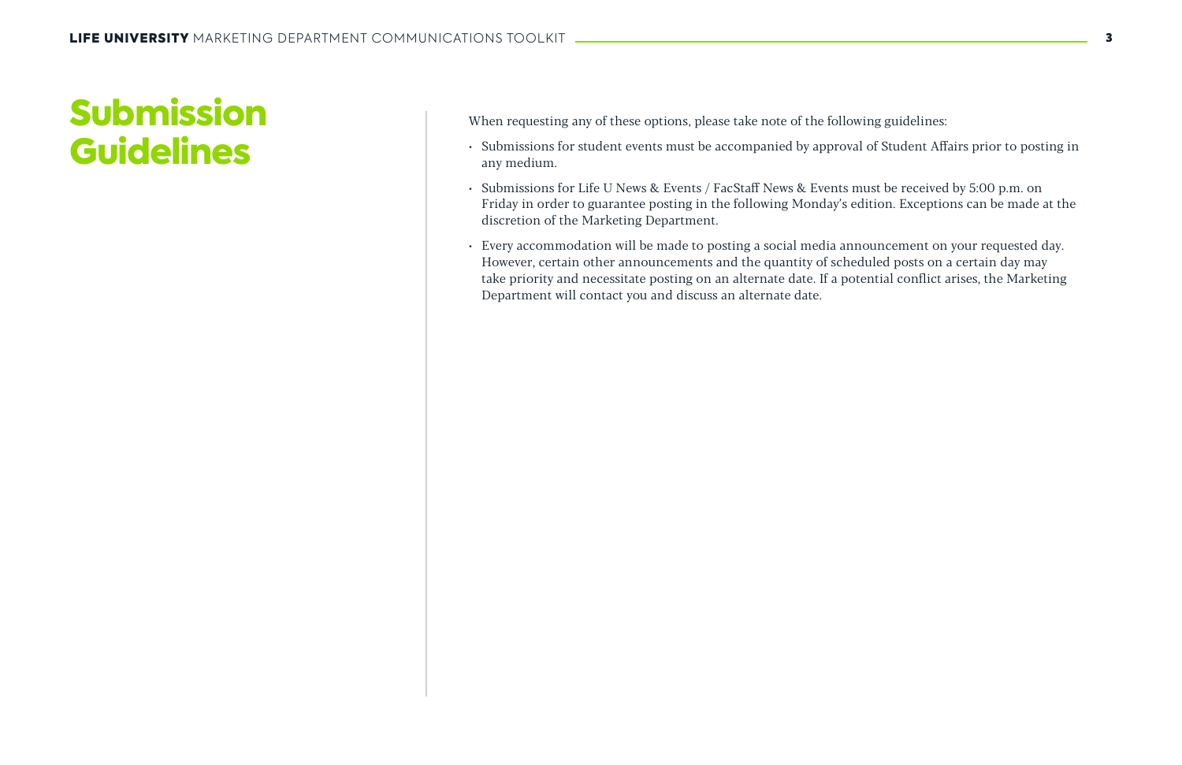# Submission Guidelines

When requesting any of these options, please take note of the following guidelines:

- Submissions for student events must be accompanied by approval of Student Affairs prior to posting in any medium.
- Submissions for Life U News & Events / FacStaff News & Events must be received by 5:00 p.m. on Friday in order to guarantee posting in the following Monday's edition. Exceptions can be made at the discretion of the Marketing Department.
- Every accommodation will be made to posting a social media announcement on your requested day. However, certain other announcements and the quantity of scheduled posts on a certain day may take priority and necessitate posting on an alternate date. If a potential conflict arises, the Marketing Department will contact you and discuss an alternate date.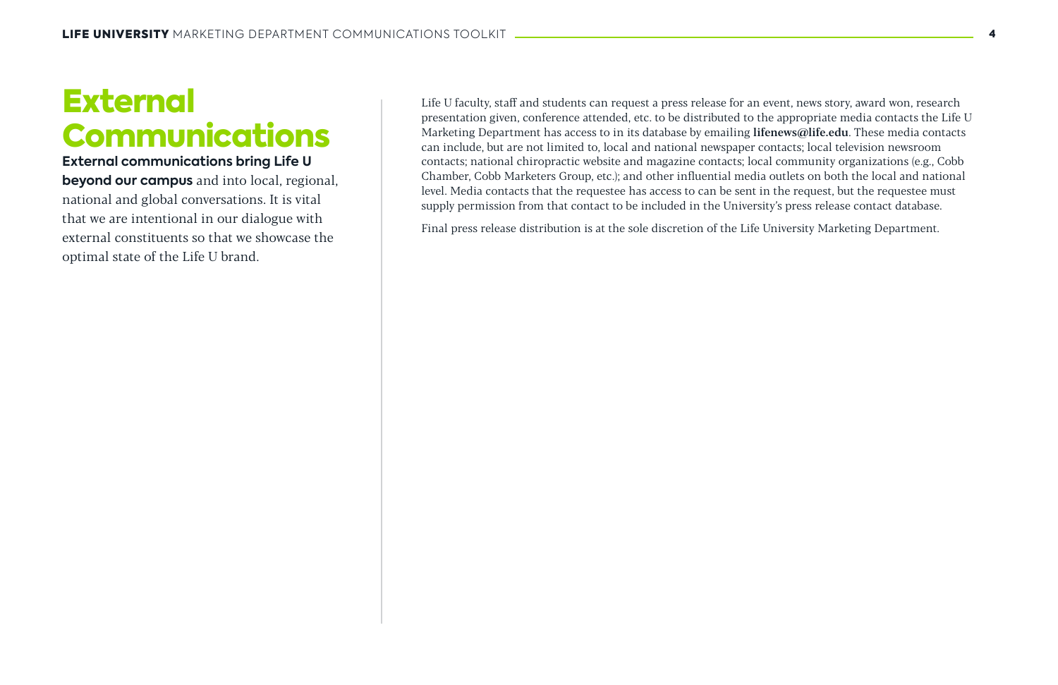# External Communications

**External communications bring Life U beyond our campus** and into local, regional, national and global conversations. It is vital that we are intentional in our dialogue with external constituents so that we showcase the optimal state of the Life U brand.

Life U faculty, staff and students can request a press release for an event, news story, award won, research presentation given, conference attended, etc. to be distributed to the appropriate media contacts the Life U Marketing Department has access to in its database by emailing **lifenews@life.edu**. These media contacts can include, but are not limited to, local and national newspaper contacts; local television newsroom contacts; national chiropractic website and magazine contacts; local community organizations (e.g., Cobb Chamber, Cobb Marketers Group, etc.); and other influential media outlets on both the local and national level. Media contacts that the requestee has access to can be sent in the request, but the requestee must supply permission from that contact to be included in the University's press release contact database.

Final press release distribution is at the sole discretion of the Life University Marketing Department.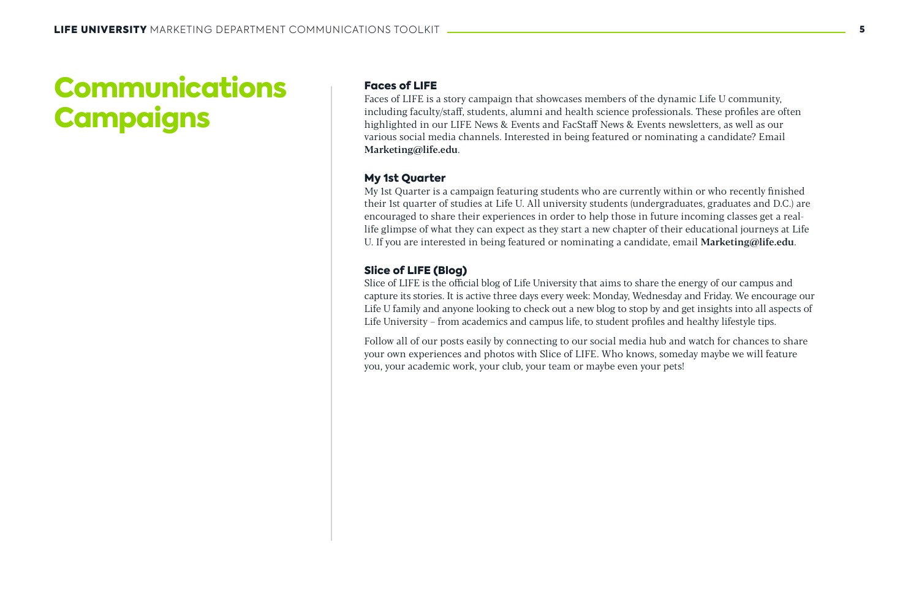# Communications Campaigns

### Faces of LIFE

Faces of LIFE is a story campaign that showcases members of the dynamic Life U community, including faculty/staff, students, alumni and health science professionals. These profiles are often highlighted in our LIFE News & Events and FacStaff News & Events newsletters, as well as our various social media channels. Interested in being featured or nominating a candidate? Email **Marketing@life.edu**.

### My 1st Quarter

My 1st Quarter is a campaign featuring students who are currently within or who recently finished their 1st quarter of studies at Life U. All university students (undergraduates, graduates and D.C.) are encouraged to share their experiences in order to help those in future incoming classes get a real-life glimpse of what they can expect as they start a new chapter of their educational journeys at Life U. If you are interested in being featured or nominating a candidate, email **Marketing@life.edu**.

### Slice of LIFE (Blog)

Slice of LIFE is the official blog of Life University that aims to share the energy of our campus and capture its stories. It is active three days every week: Monday, Wednesday and Friday. We encourage our Life U family and anyone looking to check out a new blog to stop by and get insights into all aspects of Life University – from academics and campus life, to student profiles and healthy lifestyle tips.

Follow all of our posts easily by connecting to our social media hub and watch for chances to share your own experiences and photos with Slice of LIFE. Who knows, someday maybe we will feature you, your academic work, your club, your team or maybe even your pets!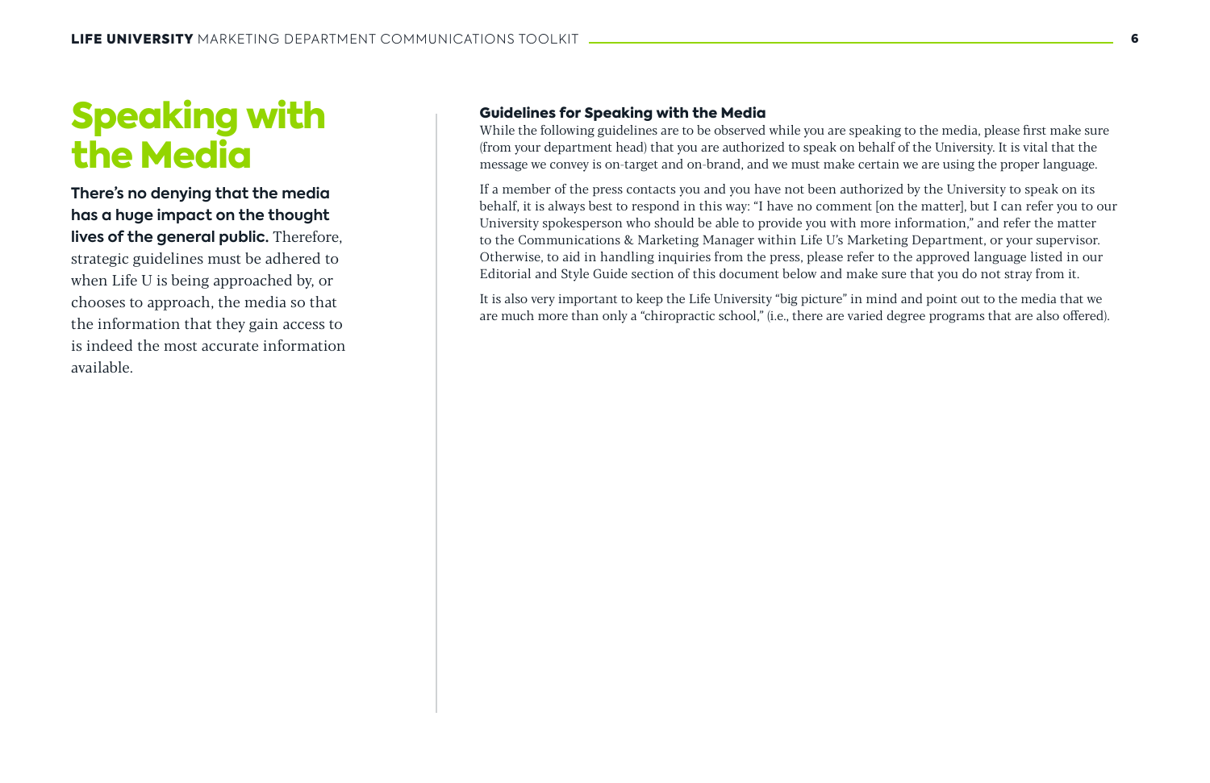# Speaking with the Media

**There's no denying that the media has a huge impact on the thought lives of the general public.** Therefore, strategic guidelines must be adhered to when Life U is being approached by, or chooses to approach, the media so that the information that they gain access to is indeed the most accurate information available.

### Guidelines for Speaking with the Media

While the following guidelines are to be observed while you are speaking to the media, please first make sure (from your department head) that you are authorized to speak on behalf of the University. It is vital that the message we convey is on-target and on-brand, and we must make certain we are using the proper language.

If a member of the press contacts you and you have not been authorized by the University to speak on its behalf, it is always best to respond in this way: "I have no comment [on the matter], but I can refer you to our University spokesperson who should be able to provide you with more information," and refer the matter to the Communications & Marketing Manager within Life U's Marketing Department, or your supervisor. Otherwise, to aid in handling inquiries from the press, please refer to the approved language listed in our Editorial and Style Guide section of this document below and make sure that you do not stray from it.

It is also very important to keep the Life University "big picture" in mind and point out to the media that we are much more than only a "chiropractic school," (i.e., there are varied degree programs that are also offered).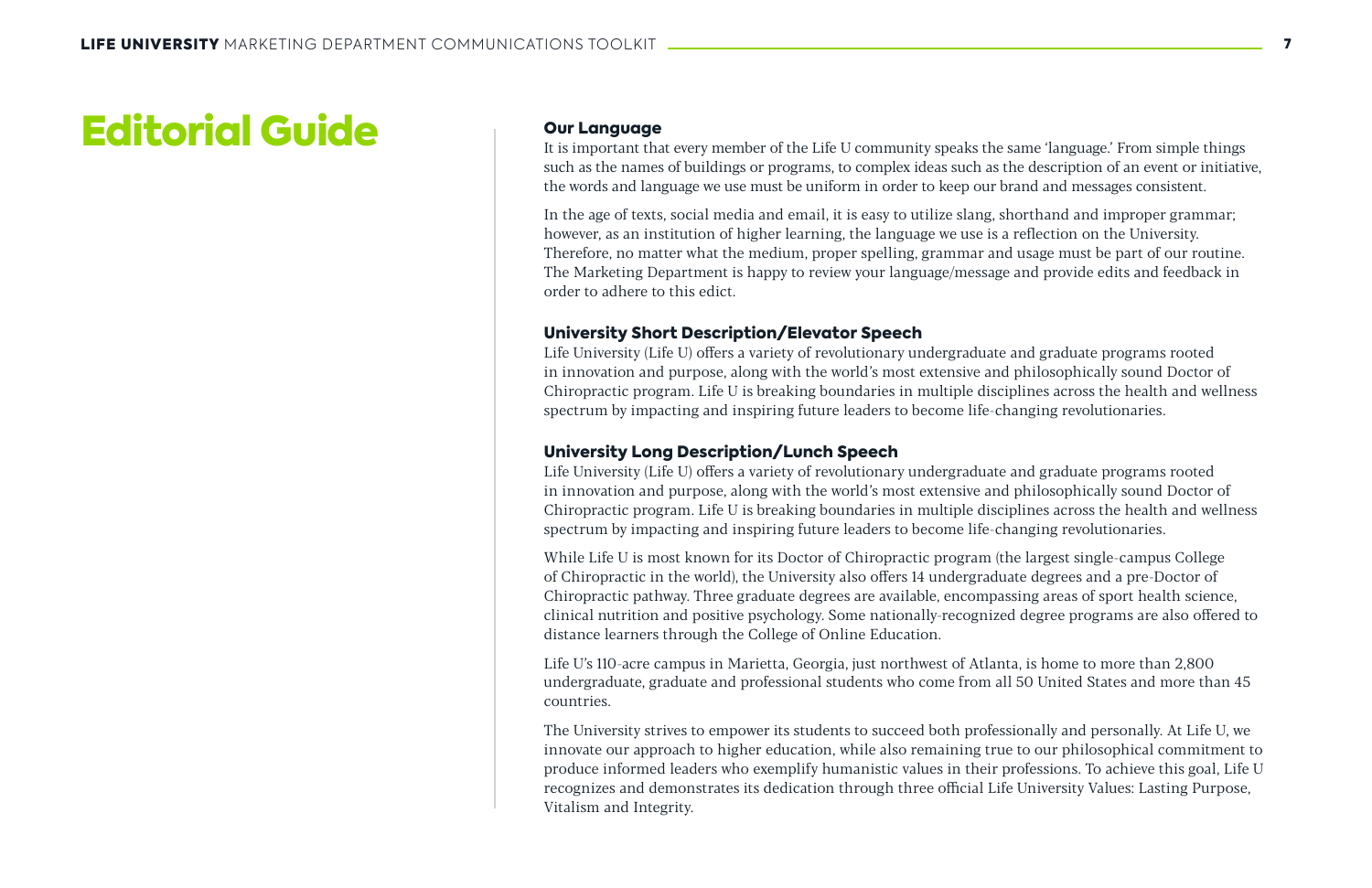# Editorial Guide

### Our Language

It is important that every member of the Life U community speaks the same 'language.' From simple things such as the names of buildings or programs, to complex ideas such as the description of an event or initiative, the words and language we use must be uniform in order to keep our brand and messages consistent.

In the age of texts, social media and email, it is easy to utilize slang, shorthand and improper grammar; however, as an institution of higher learning, the language we use is a reflection on the University. Therefore, no matter what the medium, proper spelling, grammar and usage must be part of our routine. The Marketing Department is happy to review your language/message and provide edits and feedback in order to adhere to this edict.

### University Short Description/Elevator Speech

Life University (Life U) offers a variety of revolutionary undergraduate and graduate programs rooted in innovation and purpose, along with the world's most extensive and philosophically sound Doctor of Chiropractic program. Life U is breaking boundaries in multiple disciplines across the health and wellness spectrum by impacting and inspiring future leaders to become life-changing revolutionaries.

### University Long Description/Lunch Speech

Life University (Life U) offers a variety of revolutionary undergraduate and graduate programs rooted in innovation and purpose, along with the world's most extensive and philosophically sound Doctor of Chiropractic program. Life U is breaking boundaries in multiple disciplines across the health and wellness spectrum by impacting and inspiring future leaders to become life-changing revolutionaries.

While Life U is most known for its Doctor of Chiropractic program (the largest single-campus College of Chiropractic in the world), the University also offers 14 undergraduate degrees and a pre-Doctor of Chiropractic pathway. Three graduate degrees are available, encompassing areas of sport health science, clinical nutrition and positive psychology. Some nationally-recognized degree programs are also offered to distance learners through the College of Online Education.

Life U's 110-acre campus in Marietta, Georgia, just northwest of Atlanta, is home to more than 2,800 undergraduate, graduate and professional students who come from all 50 United States and more than 45 countries.

The University strives to empower its students to succeed both professionally and personally. At Life U, we innovate our approach to higher education, while also remaining true to our philosophical commitment to produce informed leaders who exemplify humanistic values in their professions. To achieve this goal, Life U recognizes and demonstrates its dedication through three official Life University Values: Lasting Purpose, Vitalism and Integrity.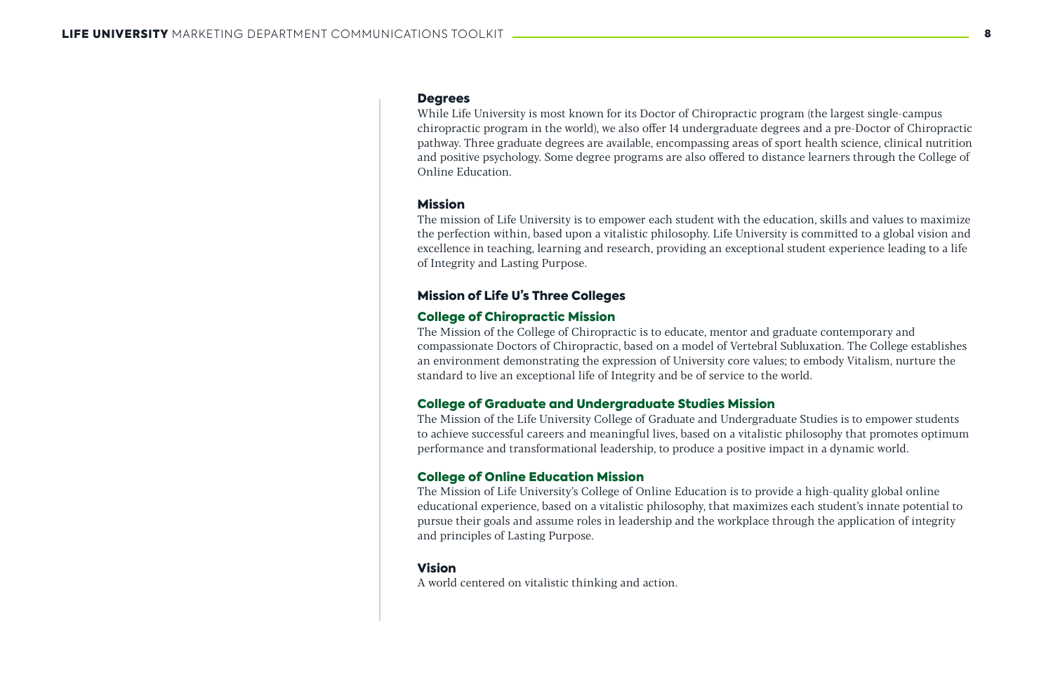## Degrees

While Life University is most known for its Doctor of Chiropractic program (the largest single-campus chiropractic program in the world), we also offer 14 undergraduate degrees and a pre-Doctor of Chiropractic pathway. Three graduate degrees are available, encompassing areas of sport health science, clinical nutrition and positive psychology. Some degree programs are also offered to distance learners through the College of Online Education.

## Mission

The mission of Life University is to empower each student with the education, skills and values to maximize the perfection within, based upon a vitalistic philosophy. Life University is committed to a global vision and excellence in teaching, learning and research, providing an exceptional student experience leading to a life of Integrity and Lasting Purpose.

## Mission of Life U's Three Colleges

### College of Chiropractic Mission

The Mission of the College of Chiropractic is to educate, mentor and graduate contemporary and compassionate Doctors of Chiropractic, based on a model of Vertebral Subluxation. The College establishes an environment demonstrating the expression of University core values; to embody Vitalism, nurture the standard to live an exceptional life of Integrity and be of service to the world.

### College of Graduate and Undergraduate Studies Mission

The Mission of the Life University College of Graduate and Undergraduate Studies is to empower students to achieve successful careers and meaningful lives, based on a vitalistic philosophy that promotes optimum performance and transformational leadership, to produce a positive impact in a dynamic world.

### College of Online Education Mission

The Mission of Life University's College of Online Education is to provide a high-quality global online educational experience, based on a vitalistic philosophy, that maximizes each student's innate potential to pursue their goals and assume roles in leadership and the workplace through the application of integrity and principles of Lasting Purpose.

## Vision

A world centered on vitalistic thinking and action.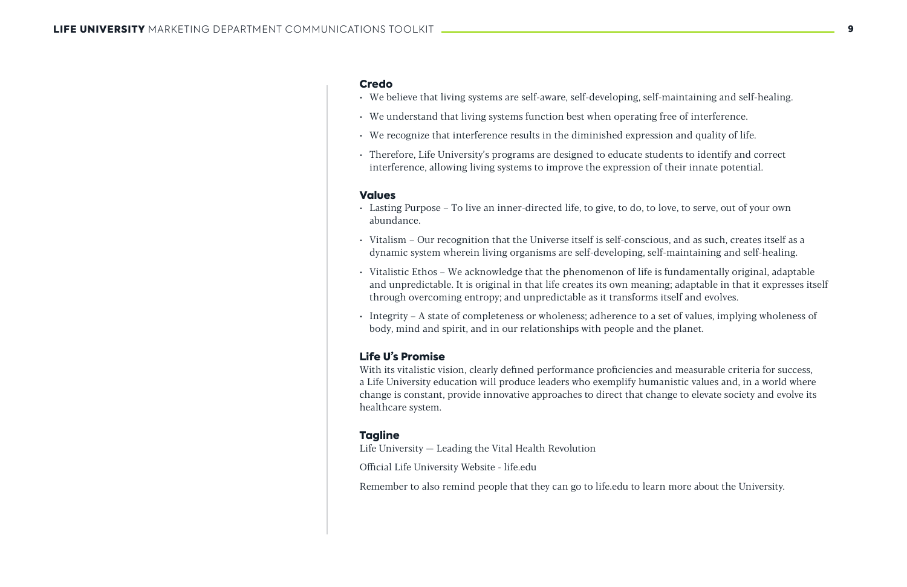### Credo

- We believe that living systems are self-aware, self-developing, self-maintaining and self-healing.
- We understand that living systems function best when operating free of interference.
- We recognize that interference results in the diminished expression and quality of life.
- Therefore, Life University's programs are designed to educate students to identify and correct interference, allowing living systems to improve the expression of their innate potential.

### Values

- Lasting Purpose – To live an inner-directed life, to give, to do, to love, to serve, out of your own abundance.
- Vitalism – Our recognition that the Universe itself is self-conscious, and as such, creates itself as a dynamic system wherein living organisms are self-developing, self-maintaining and self-healing.
- Vitalistic Ethos – We acknowledge that the phenomenon of life is fundamentally original, adaptable and unpredictable. It is original in that life creates its own meaning; adaptable in that it expresses itself through overcoming entropy; and unpredictable as it transforms itself and evolves.
- Integrity – A state of completeness or wholeness; adherence to a set of values, implying wholeness of body, mind and spirit, and in our relationships with people and the planet.

### Life U's Promise

With its vitalistic vision, clearly defined performance proficiencies and measurable criteria for success, a Life University education will produce leaders who exemplify humanistic values and, in a world where change is constant, provide innovative approaches to direct that change to elevate society and evolve its healthcare system.

### Tagline

Life University — Leading the Vital Health Revolution

Official Life University Website - life.edu

Remember to also remind people that they can go to life.edu to learn more about the University.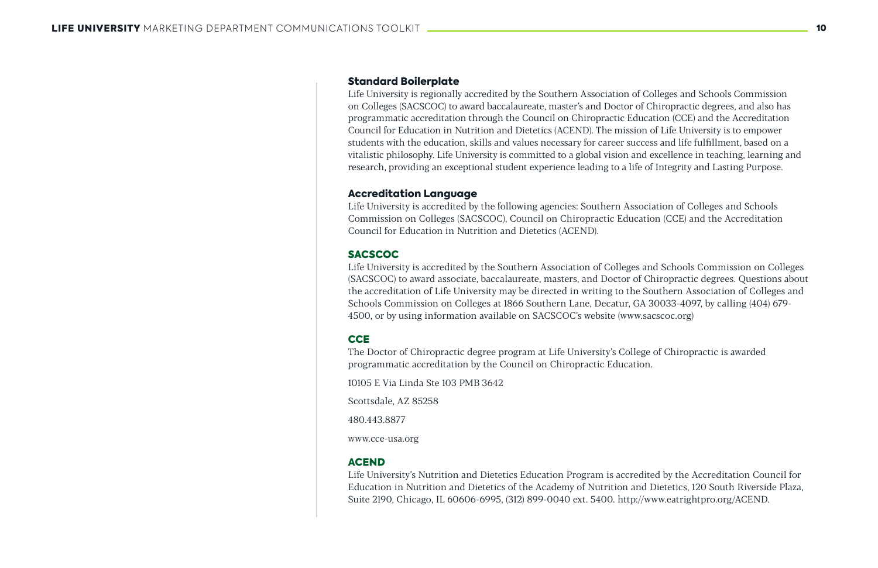### Standard Boilerplate

Life University is regionally accredited by the Southern Association of Colleges and Schools Commission on Colleges (SACSCOC) to award baccalaureate, master's and Doctor of Chiropractic degrees, and also has programmatic accreditation through the Council on Chiropractic Education (CCE) and the Accreditation Council for Education in Nutrition and Dietetics (ACEND). The mission of Life University is to empower students with the education, skills and values necessary for career success and life fulfillment, based on a vitalistic philosophy. Life University is committed to a global vision and excellence in teaching, learning and research, providing an exceptional student experience leading to a life of Integrity and Lasting Purpose.

### Accreditation Language

Life University is accredited by the following agencies: Southern Association of Colleges and Schools Commission on Colleges (SACSCOC), Council on Chiropractic Education (CCE) and the Accreditation Council for Education in Nutrition and Dietetics (ACEND).

### SACSCOC

Life University is accredited by the Southern Association of Colleges and Schools Commission on Colleges (SACSCOC) to award associate, baccalaureate, masters, and Doctor of Chiropractic degrees. Questions about the accreditation of Life University may be directed in writing to the Southern Association of Colleges and Schools Commission on Colleges at 1866 Southern Lane, Decatur, GA 30033-4097, by calling (404) 679-4500, or by using information available on SACSCOC's website (www.sacscoc.org)

### CCE

The Doctor of Chiropractic degree program at Life University's College of Chiropractic is awarded programmatic accreditation by the Council on Chiropractic Education.

10105 E Via Linda Ste 103 PMB 3642

Scottsdale, AZ 85258

480.443.8877

www.cce-usa.org

### ACEND

Life University's Nutrition and Dietetics Education Program is accredited by the Accreditation Council for Education in Nutrition and Dietetics of the Academy of Nutrition and Dietetics, 120 South Riverside Plaza, Suite 2190, Chicago, IL 60606-6995, (312) 899-0040 ext. 5400. http://www.eatrightpro.org/ACEND.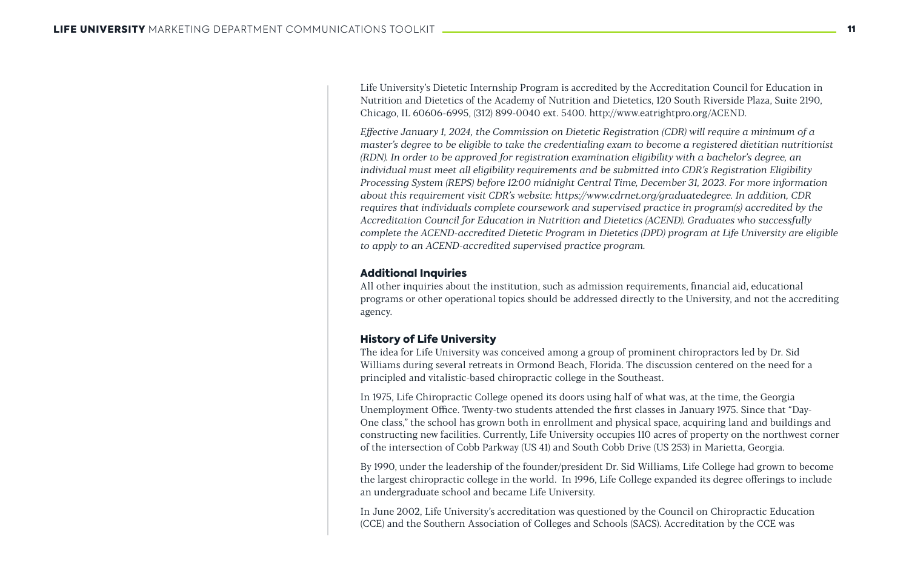Life University's Dietetic Internship Program is accredited by the Accreditation Council for Education in Nutrition and Dietetics of the Academy of Nutrition and Dietetics, 120 South Riverside Plaza, Suite 2190, Chicago, IL 60606-6995, (312) 899-0040 ext. 5400. http://www.eatrightpro.org/ACEND.

*Effective January 1, 2024, the Commission on Dietetic Registration (CDR) will require a minimum of a master's degree to be eligible to take the credentialing exam to become a registered dietitian nutritionist (RDN). In order to be approved for registration examination eligibility with a bachelor's degree, an individual must meet all eligibility requirements and be submitted into CDR's Registration Eligibility Processing System (REPS) before 12:00 midnight Central Time, December 31, 2023. For more information about this requirement visit CDR's website: https://www.cdrnet.org/graduatedegree. In addition, CDR requires that individuals complete coursework and supervised practice in program(s) accredited by the Accreditation Council for Education in Nutrition and Dietetics (ACEND). Graduates who successfully complete the ACEND-accredited Dietetic Program in Dietetics (DPD) program at Life University are eligible to apply to an ACEND-accredited supervised practice program.*

### Additional Inquiries

All other inquiries about the institution, such as admission requirements, financial aid, educational programs or other operational topics should be addressed directly to the University, and not the accrediting agency.

### History of Life University

The idea for Life University was conceived among a group of prominent chiropractors led by Dr. Sid Williams during several retreats in Ormond Beach, Florida. The discussion centered on the need for a principled and vitalistic-based chiropractic college in the Southeast.

In 1975, Life Chiropractic College opened its doors using half of what was, at the time, the Georgia Unemployment Office. Twenty-two students attended the first classes in January 1975. Since that "Day-One class," the school has grown both in enrollment and physical space, acquiring land and buildings and constructing new facilities. Currently, Life University occupies 110 acres of property on the northwest corner of the intersection of Cobb Parkway (US 41) and South Cobb Drive (US 253) in Marietta, Georgia.

By 1990, under the leadership of the founder/president Dr. Sid Williams, Life College had grown to become the largest chiropractic college in the world. In 1996, Life College expanded its degree offerings to include an undergraduate school and became Life University.

In June 2002, Life University's accreditation was questioned by the Council on Chiropractic Education (CCE) and the Southern Association of Colleges and Schools (SACS). Accreditation by the CCE was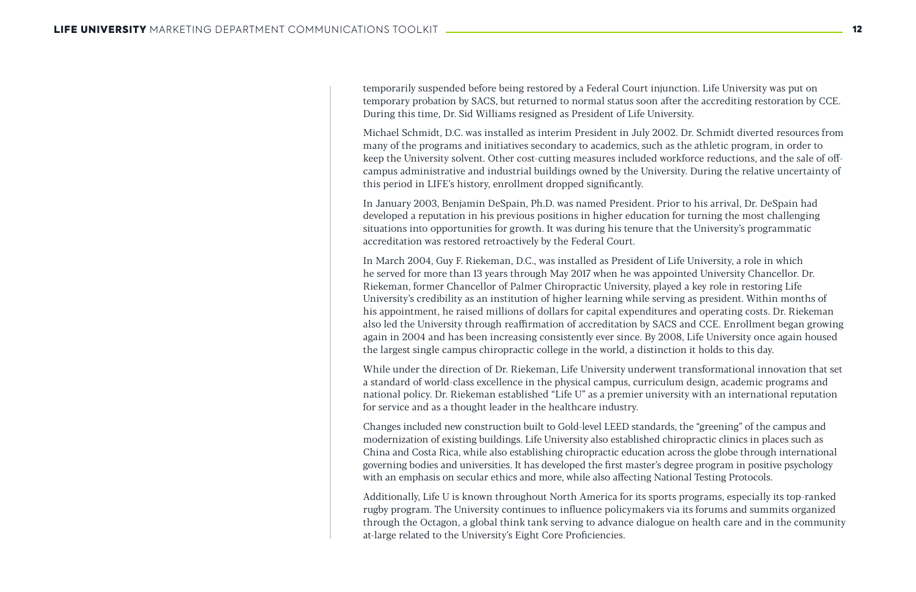temporarily suspended before being restored by a Federal Court injunction. Life University was put on temporary probation by SACS, but returned to normal status soon after the accrediting restoration by CCE. During this time, Dr. Sid Williams resigned as President of Life University.

Michael Schmidt, D.C. was installed as interim President in July 2002. Dr. Schmidt diverted resources from many of the programs and initiatives secondary to academics, such as the athletic program, in order to keep the University solvent. Other cost-cutting measures included workforce reductions, and the sale of off-campus administrative and industrial buildings owned by the University. During the relative uncertainty of this period in LIFE's history, enrollment dropped significantly.

In January 2003, Benjamin DeSpain, Ph.D. was named President. Prior to his arrival, Dr. DeSpain had developed a reputation in his previous positions in higher education for turning the most challenging situations into opportunities for growth. It was during his tenure that the University's programmatic accreditation was restored retroactively by the Federal Court.

In March 2004, Guy F. Riekeman, D.C., was installed as President of Life University, a role in which he served for more than 13 years through May 2017 when he was appointed University Chancellor. Dr. Riekeman, former Chancellor of Palmer Chiropractic University, played a key role in restoring Life University's credibility as an institution of higher learning while serving as president. Within months of his appointment, he raised millions of dollars for capital expenditures and operating costs. Dr. Riekeman also led the University through reaffirmation of accreditation by SACS and CCE. Enrollment began growing again in 2004 and has been increasing consistently ever since. By 2008, Life University once again housed the largest single campus chiropractic college in the world, a distinction it holds to this day.

While under the direction of Dr. Riekeman, Life University underwent transformational innovation that set a standard of world-class excellence in the physical campus, curriculum design, academic programs and national policy. Dr. Riekeman established "Life U" as a premier university with an international reputation for service and as a thought leader in the healthcare industry.

Changes included new construction built to Gold-level LEED standards, the "greening" of the campus and modernization of existing buildings. Life University also established chiropractic clinics in places such as China and Costa Rica, while also establishing chiropractic education across the globe through international governing bodies and universities. It has developed the first master's degree program in positive psychology with an emphasis on secular ethics and more, while also affecting National Testing Protocols.

Additionally, Life U is known throughout North America for its sports programs, especially its top-ranked rugby program. The University continues to influence policymakers via its forums and summits organized through the Octagon, a global think tank serving to advance dialogue on health care and in the community at-large related to the University's Eight Core Proficiencies.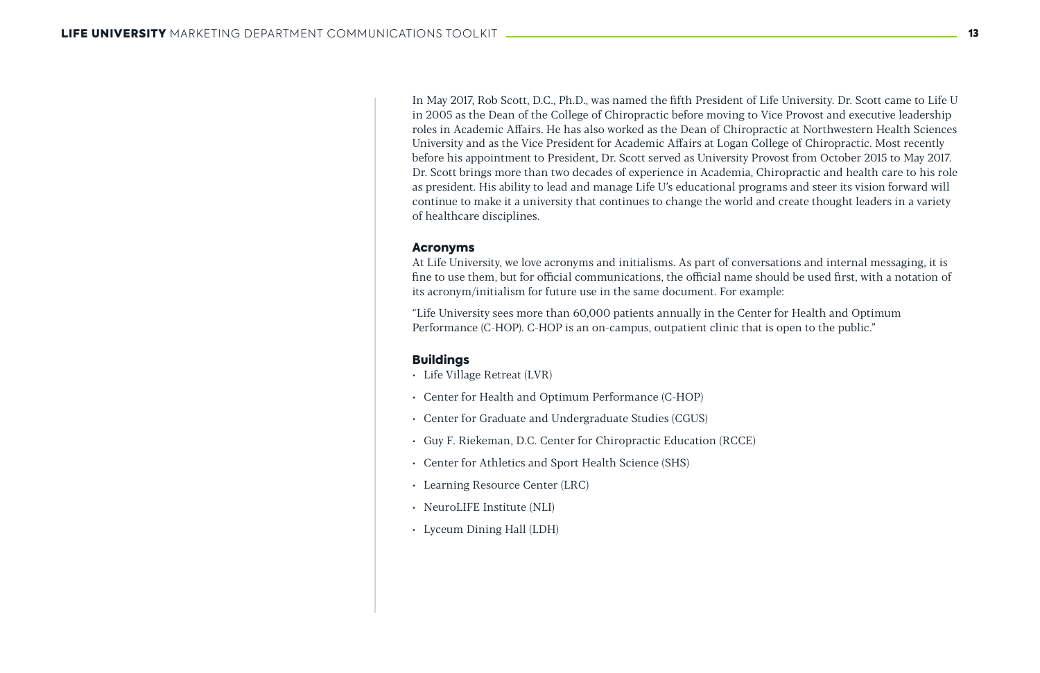In May 2017, Rob Scott, D.C., Ph.D., was named the fifth President of Life University. Dr. Scott came to Life U in 2005 as the Dean of the College of Chiropractic before moving to Vice Provost and executive leadership roles in Academic Affairs. He has also worked as the Dean of Chiropractic at Northwestern Health Sciences University and as the Vice President for Academic Affairs at Logan College of Chiropractic. Most recently before his appointment to President, Dr. Scott served as University Provost from October 2015 to May 2017. Dr. Scott brings more than two decades of experience in Academia, Chiropractic and health care to his role as president. His ability to lead and manage Life U's educational programs and steer its vision forward will continue to make it a university that continues to change the world and create thought leaders in a variety of healthcare disciplines.

### Acronyms

At Life University, we love acronyms and initialisms. As part of conversations and internal messaging, it is fine to use them, but for official communications, the official name should be used first, with a notation of its acronym/initialism for future use in the same document. For example:

"Life University sees more than 60,000 patients annually in the Center for Health and Optimum Performance (C-HOP). C-HOP is an on-campus, outpatient clinic that is open to the public."

### Buildings

- Life Village Retreat (LVR)
- Center for Health and Optimum Performance (C-HOP)
- Center for Graduate and Undergraduate Studies (CGUS)
- Guy F. Riekeman, D.C. Center for Chiropractic Education (RCCE)
- Center for Athletics and Sport Health Science (SHS)
- Learning Resource Center (LRC)
- NeuroLIFE Institute (NLI)
- Lyceum Dining Hall (LDH)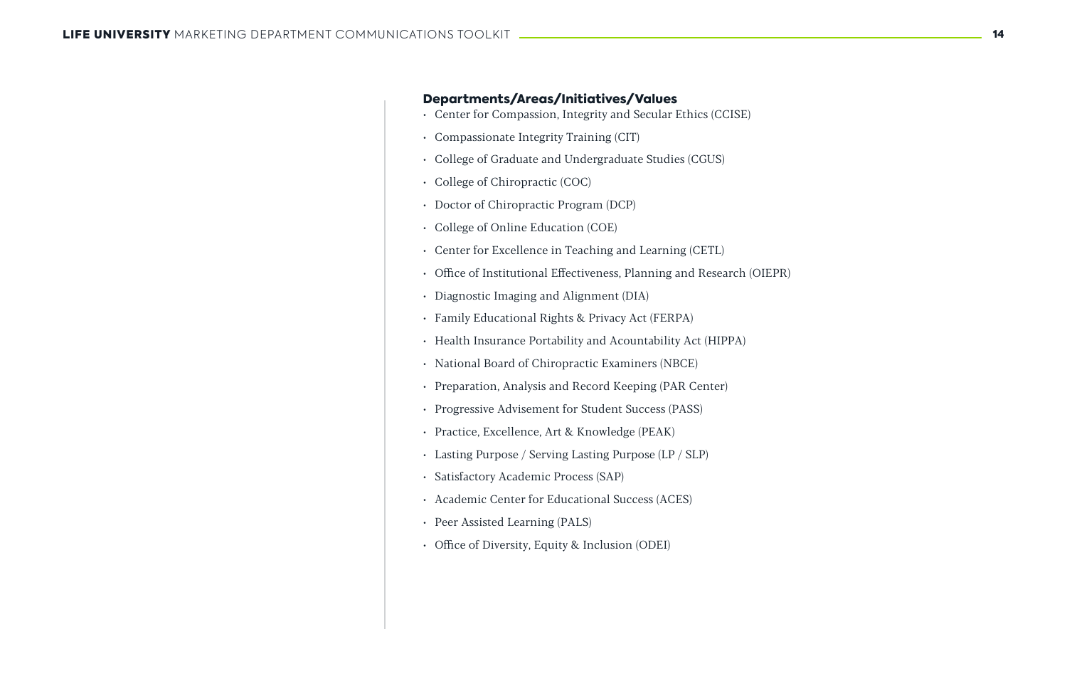### Departments/Areas/Initiatives/Values

- Center for Compassion, Integrity and Secular Ethics (CCISE)
- Compassionate Integrity Training (CIT)
- College of Graduate and Undergraduate Studies (CGUS)
- College of Chiropractic (COC)
- Doctor of Chiropractic Program (DCP)
- College of Online Education (COE)
- Center for Excellence in Teaching and Learning (CETL)
- Office of Institutional Effectiveness, Planning and Research (OIEPR)
- Diagnostic Imaging and Alignment (DIA)
- Family Educational Rights & Privacy Act (FERPA)
- Health Insurance Portability and Acountability Act (HIPPA)
- National Board of Chiropractic Examiners (NBCE)
- Preparation, Analysis and Record Keeping (PAR Center)
- Progressive Advisement for Student Success (PASS)
- Practice, Excellence, Art & Knowledge (PEAK)
- Lasting Purpose / Serving Lasting Purpose (LP / SLP)
- Satisfactory Academic Process (SAP)
- Academic Center for Educational Success (ACES)
- Peer Assisted Learning (PALS)
- Office of Diversity, Equity & Inclusion (ODEI)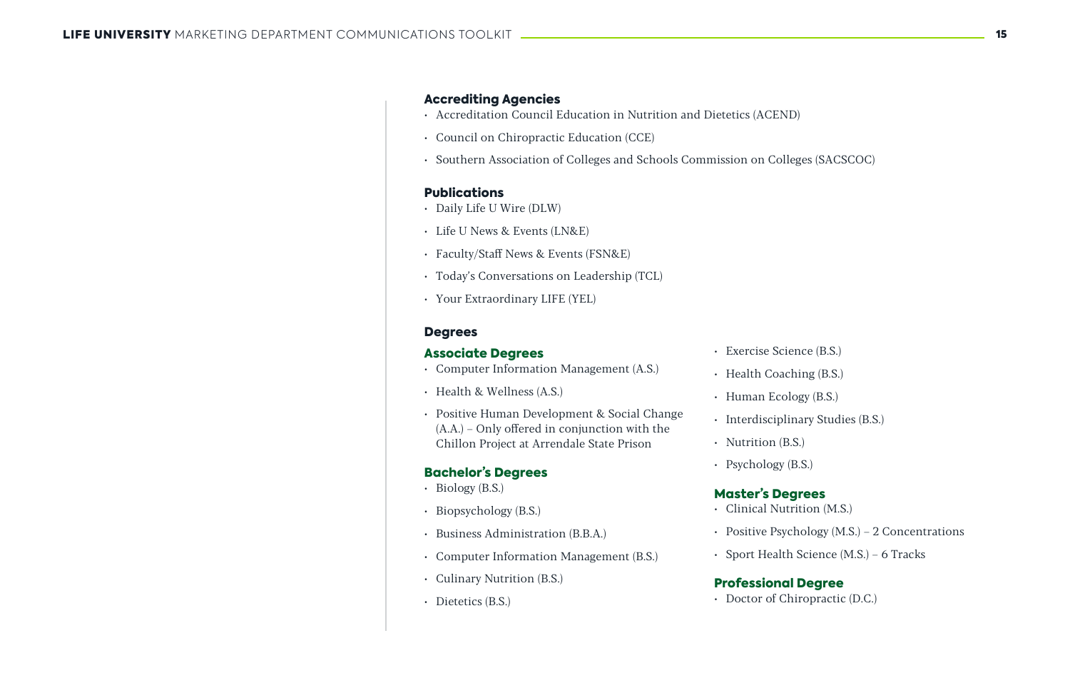### Accrediting Agencies

- Accreditation Council Education in Nutrition and Dietetics (ACEND)
- Council on Chiropractic Education (CCE)
- Southern Association of Colleges and Schools Commission on Colleges (SACSCOC)

### Publications

- Daily Life U Wire (DLW)
- Life U News & Events (LN&E)
- Faculty/Staff News & Events (FSN&E)
- Today's Conversations on Leadership (TCL)
- Your Extraordinary LIFE (YEL)

### Degrees

#### Associate Degrees

- Computer Information Management (A.S.)
- Health & Wellness (A.S.)
- Positive Human Development & Social Change (A.A.) – Only offered in conjunction with the Chillon Project at Arrendale State Prison

#### Bachelor's Degrees

- Biology (B.S.)
- Biopsychology (B.S.)
- Business Administration (B.B.A.)
- Computer Information Management (B.S.)
- Culinary Nutrition (B.S.)
- Dietetics (B.S.)
- Exercise Science (B.S.)
- Health Coaching (B.S.)
- Human Ecology (B.S.)
- Interdisciplinary Studies (B.S.)
- Nutrition (B.S.)
- Psychology (B.S.)

#### Master's Degrees

- Clinical Nutrition (M.S.)
- Positive Psychology (M.S.) – 2 Concentrations
- Sport Health Science (M.S.) – 6 Tracks

#### Professional Degree

- Doctor of Chiropractic (D.C.)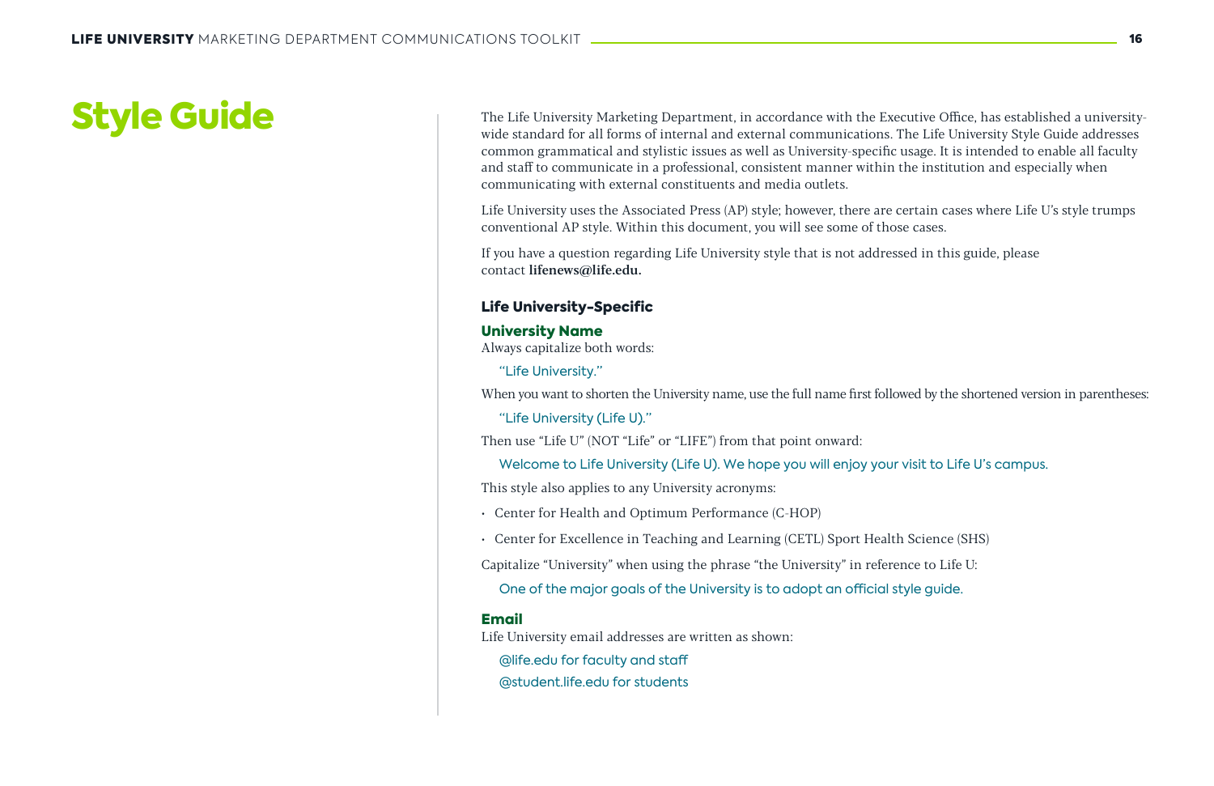# Style Guide

The Life University Marketing Department, in accordance with the Executive Office, has established a university-wide standard for all forms of internal and external communications. The Life University Style Guide addresses common grammatical and stylistic issues as well as University-specific usage. It is intended to enable all faculty and staff to communicate in a professional, consistent manner within the institution and especially when communicating with external constituents and media outlets.

Life University uses the Associated Press (AP) style; however, there are certain cases where Life U's style trumps conventional AP style. Within this document, you will see some of those cases.

If you have a question regarding Life University style that is not addressed in this guide, please contact **lifenews@life.edu.**

## Life University-Specific

### University Name

Always capitalize both words:

> "Life University."

When you want to shorten the University name, use the full name first followed by the shortened version in parentheses:

> "Life University (Life U)."

Then use "Life U" (NOT "Life" or "LIFE") from that point onward:

> Welcome to Life University (Life U). We hope you will enjoy your visit to Life U's campus.

This style also applies to any University acronyms:

- Center for Health and Optimum Performance (C-HOP)
- Center for Excellence in Teaching and Learning (CETL) Sport Health Science (SHS)

Capitalize "University" when using the phrase "the University" in reference to Life U:

> One of the major goals of the University is to adopt an official style guide.

### Email

Life University email addresses are written as shown:

> @life.edu for faculty and staff
>
> @student.life.edu for students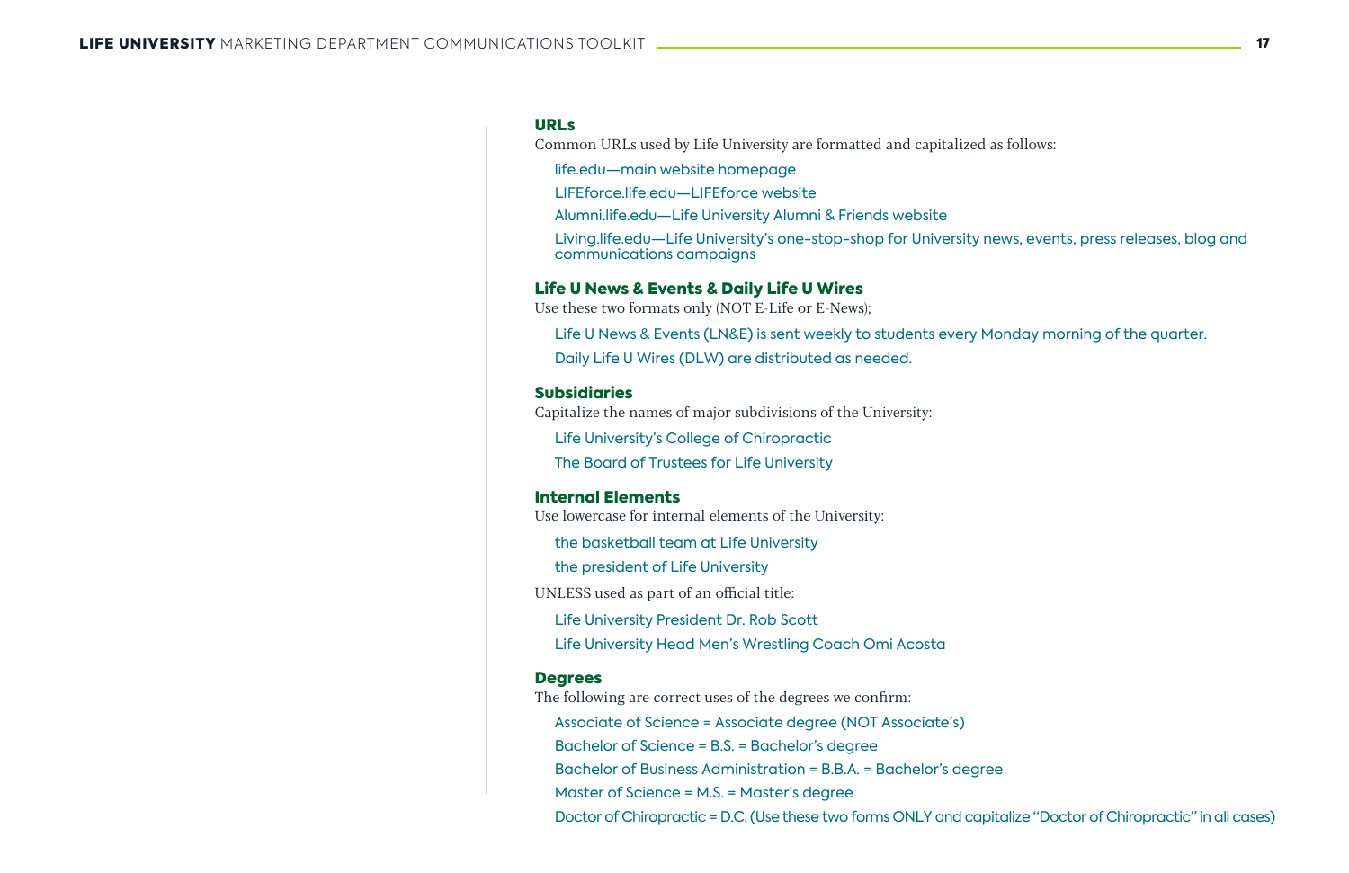### URLs

Common URLs used by Life University are formatted and capitalized as follows:

life.edu—main website homepage

LIFEforce.life.edu—LIFEforce website

Alumni.life.edu—Life University Alumni & Friends website

Living.life.edu—Life University's one-stop-shop for University news, events, press releases, blog and communications campaigns

### Life U News & Events & Daily Life U Wires

Use these two formats only (NOT E-Life or E-News);

Life U News & Events (LN&E) is sent weekly to students every Monday morning of the quarter.

Daily Life U Wires (DLW) are distributed as needed.

### Subsidiaries

Capitalize the names of major subdivisions of the University:

Life University's College of Chiropractic

The Board of Trustees for Life University

### Internal Elements

Use lowercase for internal elements of the University:

the basketball team at Life University

the president of Life University

UNLESS used as part of an official title:

Life University President Dr. Rob Scott

Life University Head Men's Wrestling Coach Omi Acosta

### Degrees

The following are correct uses of the degrees we confirm:

Associate of Science = Associate degree (NOT Associate's)

Bachelor of Science = B.S. = Bachelor's degree

Bachelor of Business Administration = B.B.A. = Bachelor's degree

Master of Science = M.S. = Master's degree

Doctor of Chiropractic = D.C. (Use these two forms ONLY and capitalize "Doctor of Chiropractic" in all cases)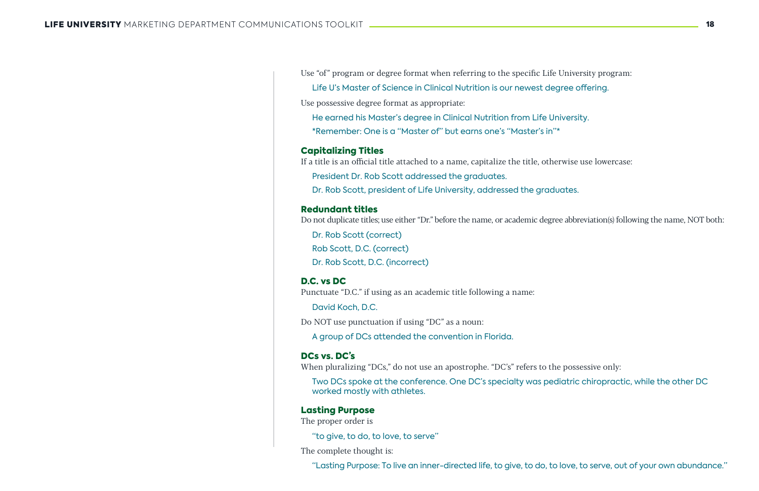Use “of” program or degree format when referring to the specific Life University program:

Life U’s Master of Science in Clinical Nutrition is our newest degree offering.

Use possessive degree format as appropriate:

He earned his Master’s degree in Clinical Nutrition from Life University.

*Remember: One is a “Master of” but earns one’s “Master’s in”*

### Capitalizing Titles

If a title is an official title attached to a name, capitalize the title, otherwise use lowercase:

President Dr. Rob Scott addressed the graduates.

Dr. Rob Scott, president of Life University, addressed the graduates.

### Redundant titles

Do not duplicate titles; use either “Dr.” before the name, or academic degree abbreviation(s) following the name, NOT both:

Dr. Rob Scott (correct)

Rob Scott, D.C. (correct)

Dr. Rob Scott, D.C. (incorrect)

### D.C. vs DC

Punctuate “D.C.” if using as an academic title following a name:

David Koch, D.C.

Do NOT use punctuation if using “DC” as a noun:

A group of DCs attended the convention in Florida.

### DCs vs. DC’s

When pluralizing “DCs,” do not use an apostrophe. “DC’s” refers to the possessive only:

Two DCs spoke at the conference. One DC’s specialty was pediatric chiropractic, while the other DC worked mostly with athletes.

### Lasting Purpose

The proper order is

“to give, to do, to love, to serve”

The complete thought is:

“Lasting Purpose: To live an inner-directed life, to give, to do, to love, to serve, out of your own abundance.”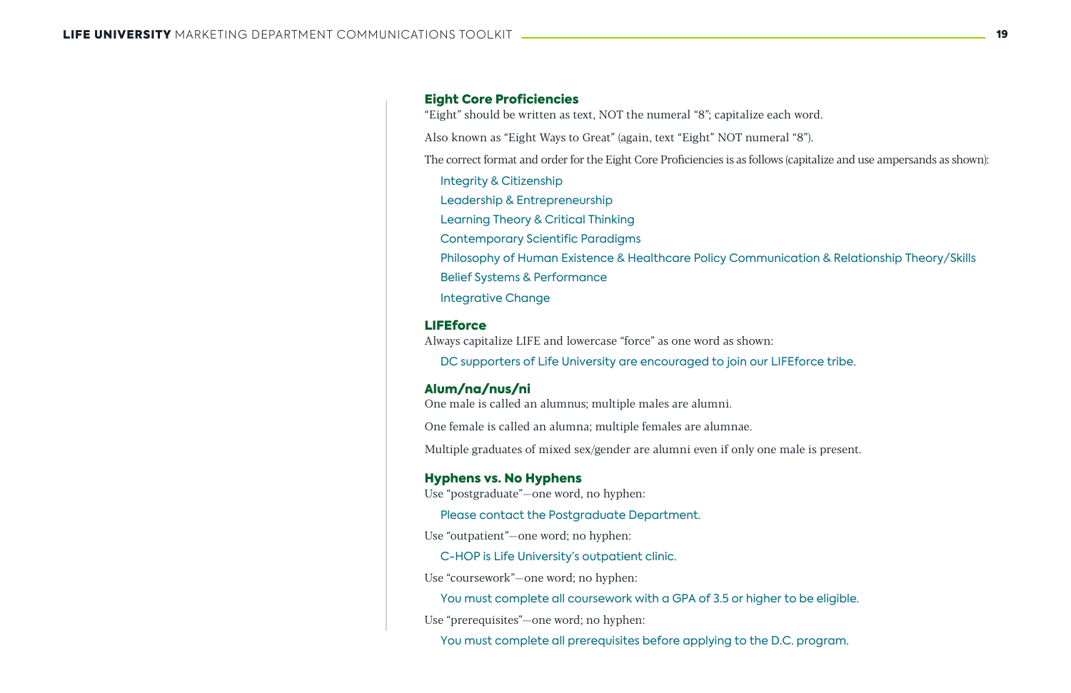### Eight Core Proficiencies

"Eight" should be written as text, NOT the numeral "8"; capitalize each word.

Also known as "Eight Ways to Great" (again, text "Eight" NOT numeral "8").

The correct format and order for the Eight Core Proficiencies is as follows (capitalize and use ampersands as shown):

- Integrity & Citizenship
- Leadership & Entrepreneurship
- Learning Theory & Critical Thinking
- Contemporary Scientific Paradigms
- Philosophy of Human Existence & Healthcare Policy Communication & Relationship Theory/Skills
- Belief Systems & Performance
- Integrative Change

### LIFEforce

Always capitalize LIFE and lowercase "force" as one word as shown:

> DC supporters of Life University are encouraged to join our LIFEforce tribe.

### Alum/na/nus/ni

One male is called an alumnus; multiple males are alumni.

One female is called an alumna; multiple females are alumnae.

Multiple graduates of mixed sex/gender are alumni even if only one male is present.

### Hyphens vs. No Hyphens

Use "postgraduate"—one word, no hyphen:

> Please contact the Postgraduate Department.

Use "outpatient"—one word; no hyphen:

> C-HOP is Life University's outpatient clinic.

Use "coursework"—one word; no hyphen:

> You must complete all coursework with a GPA of 3.5 or higher to be eligible.

Use "prerequisites"—one word; no hyphen:

> You must complete all prerequisites before applying to the D.C. program.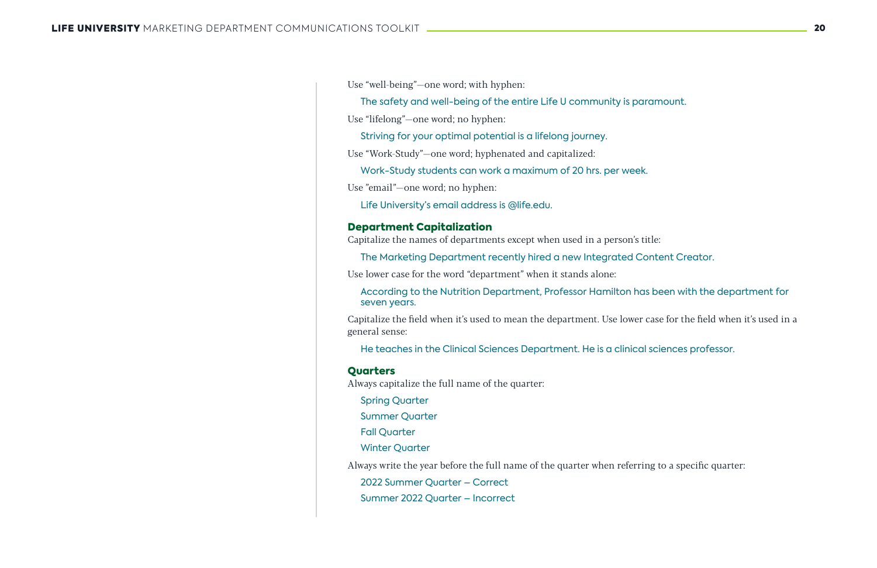Use “well-being”—one word; with hyphen:

The safety and well-being of the entire Life U community is paramount.

Use “lifelong”—one word; no hyphen:

Striving for your optimal potential is a lifelong journey.

Use “Work-Study”—one word; hyphenated and capitalized:

Work-Study students can work a maximum of 20 hrs. per week.

Use ”email”—one word; no hyphen:

Life University’s email address is @life.edu.

### Department Capitalization

Capitalize the names of departments except when used in a person’s title:

The Marketing Department recently hired a new Integrated Content Creator.

Use lower case for the word “department” when it stands alone:

According to the Nutrition Department, Professor Hamilton has been with the department for seven years.

Capitalize the field when it’s used to mean the department. Use lower case for the field when it’s used in a general sense:

He teaches in the Clinical Sciences Department. He is a clinical sciences professor.

### Quarters

Always capitalize the full name of the quarter:

Spring Quarter

Summer Quarter

Fall Quarter

Winter Quarter

Always write the year before the full name of the quarter when referring to a specific quarter:

2022 Summer Quarter – Correct

Summer 2022 Quarter – Incorrect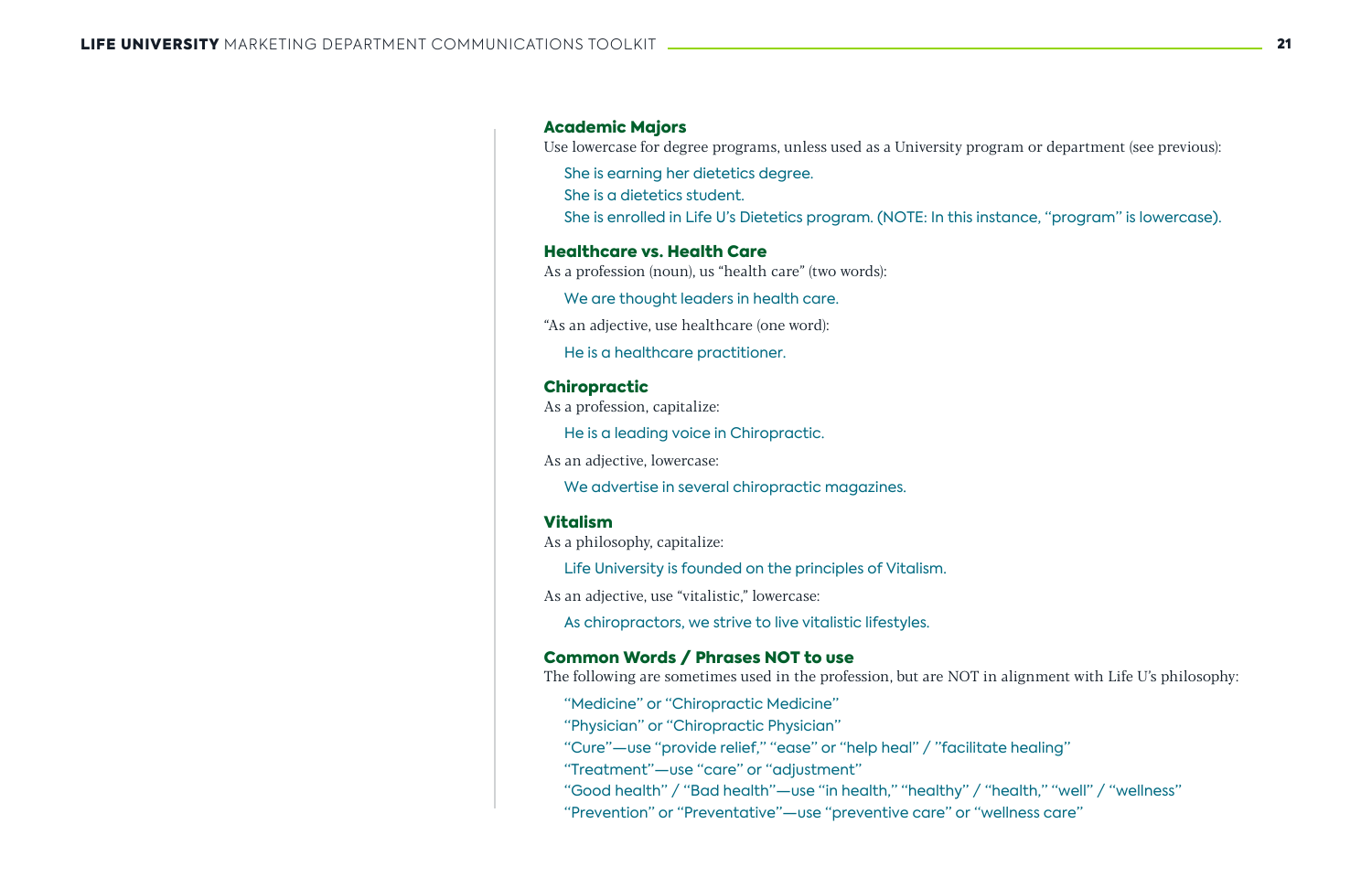### Academic Majors

Use lowercase for degree programs, unless used as a University program or department (see previous):

She is earning her dietetics degree.
She is a dietetics student.
She is enrolled in Life U's Dietetics program. (NOTE: In this instance, "program" is lowercase).

### Healthcare vs. Health Care

As a profession (noun), us "health care" (two words):

We are thought leaders in health care.

"As an adjective, use healthcare (one word):

He is a healthcare practitioner.

### Chiropractic

As a profession, capitalize:

He is a leading voice in Chiropractic.

As an adjective, lowercase:

We advertise in several chiropractic magazines.

### Vitalism

As a philosophy, capitalize:

Life University is founded on the principles of Vitalism.

As an adjective, use "vitalistic," lowercase:

As chiropractors, we strive to live vitalistic lifestyles.

### Common Words / Phrases NOT to use

The following are sometimes used in the profession, but are NOT in alignment with Life U's philosophy:

"Medicine" or "Chiropractic Medicine"
"Physician" or "Chiropractic Physician"
"Cure"—use "provide relief," "ease" or "help heal" / "facilitate healing"
"Treatment"—use "care" or "adjustment"
"Good health" / "Bad health"—use "in health," "healthy" / "health," "well" / "wellness"
"Prevention" or "Preventative"—use "preventive care" or "wellness care"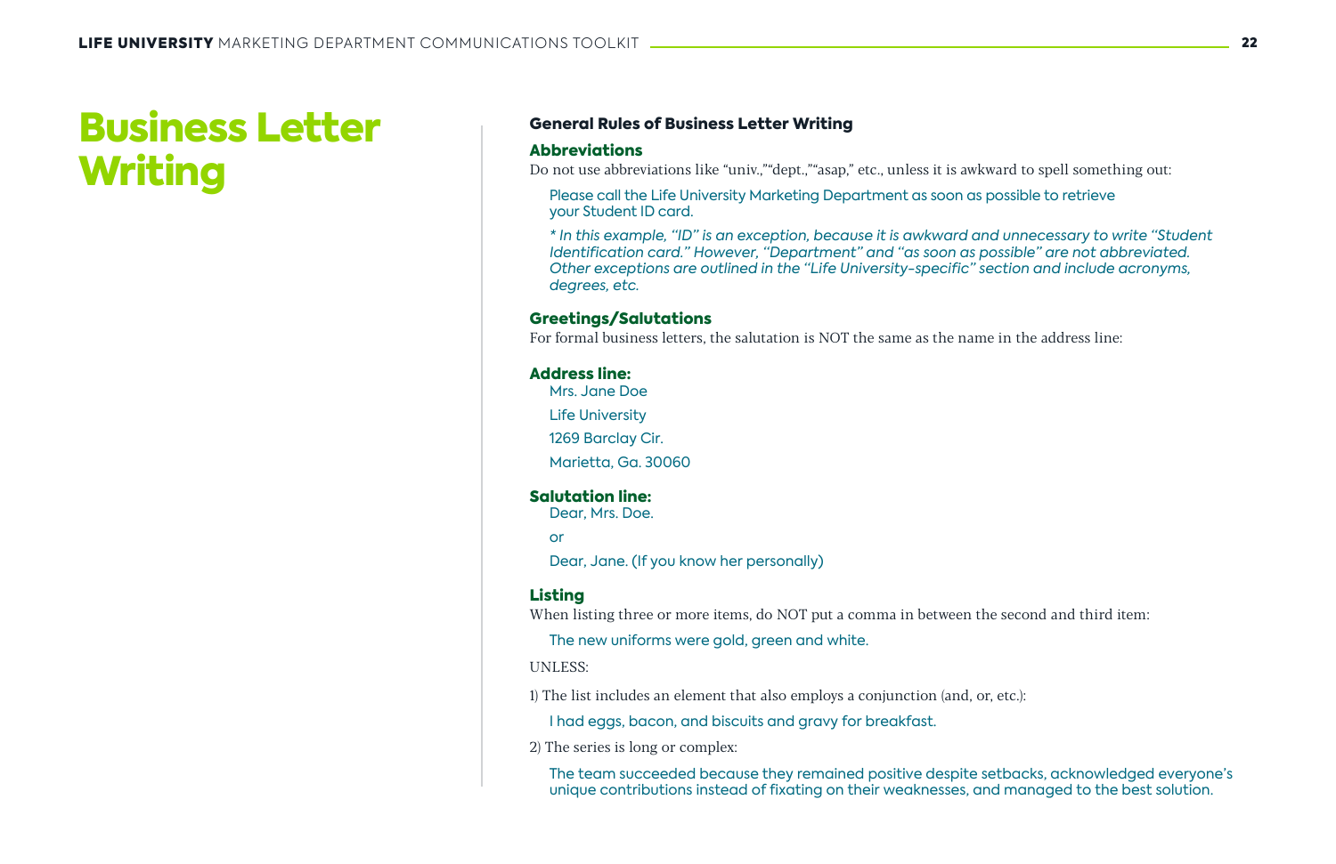# Business Letter Writing

### General Rules of Business Letter Writing

#### Abbreviations

Do not use abbreviations like "univ.,""dept.,""asap," etc., unless it is awkward to spell something out:

Please call the Life University Marketing Department as soon as possible to retrieve your Student ID card.

*\* In this example, "ID" is an exception, because it is awkward and unnecessary to write "Student Identification card." However, "Department" and "as soon as possible" are not abbreviated. Other exceptions are outlined in the "Life University-specific" section and include acronyms, degrees, etc.*

#### Greetings/Salutations

For formal business letters, the salutation is NOT the same as the name in the address line:

#### Address line:

Mrs. Jane Doe

Life University

1269 Barclay Cir.

Marietta, Ga. 30060

#### Salutation line:

Dear, Mrs. Doe.

or

Dear, Jane. (If you know her personally)

#### Listing

When listing three or more items, do NOT put a comma in between the second and third item:

The new uniforms were gold, green and white.

UNLESS:

1) The list includes an element that also employs a conjunction (and, or, etc.):

I had eggs, bacon, and biscuits and gravy for breakfast.

2) The series is long or complex:

The team succeeded because they remained positive despite setbacks, acknowledged everyone's unique contributions instead of fixating on their weaknesses, and managed to the best solution.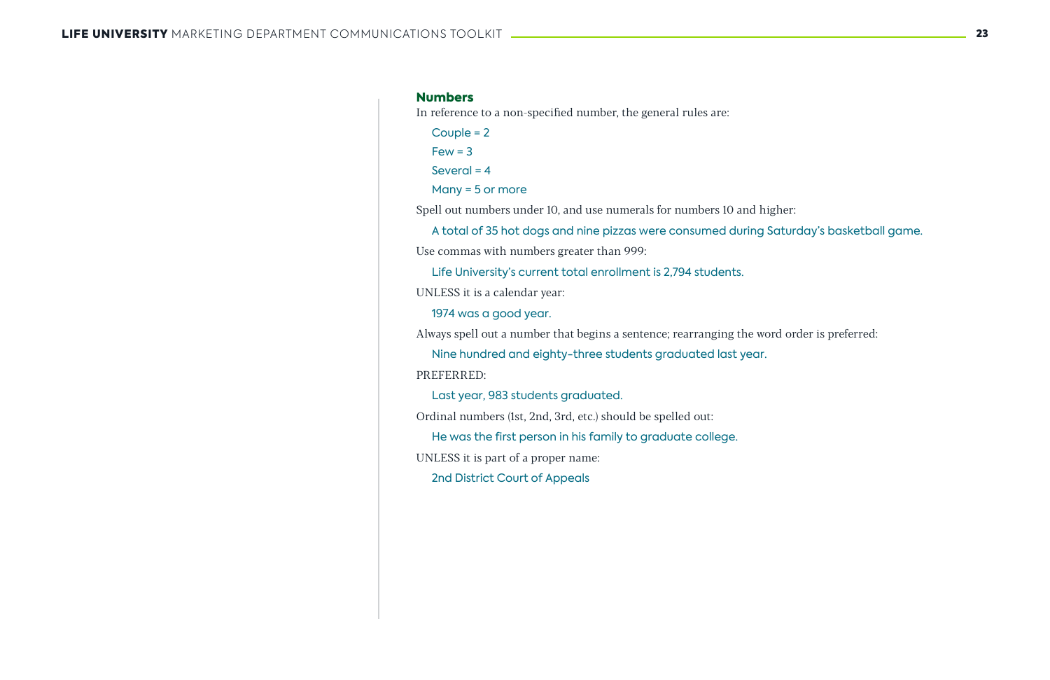### Numbers

In reference to a non-specified number, the general rules are:

Couple = 2

Few = 3

Several = 4

Many = 5 or more

Spell out numbers under 10, and use numerals for numbers 10 and higher:

A total of 35 hot dogs and nine pizzas were consumed during Saturday's basketball game.

Use commas with numbers greater than 999:

Life University's current total enrollment is 2,794 students.

UNLESS it is a calendar year:

1974 was a good year.

Always spell out a number that begins a sentence; rearranging the word order is preferred:

Nine hundred and eighty-three students graduated last year.

PREFERRED:

Last year, 983 students graduated.

Ordinal numbers (1st, 2nd, 3rd, etc.) should be spelled out:

He was the first person in his family to graduate college.

UNLESS it is part of a proper name:

2nd District Court of Appeals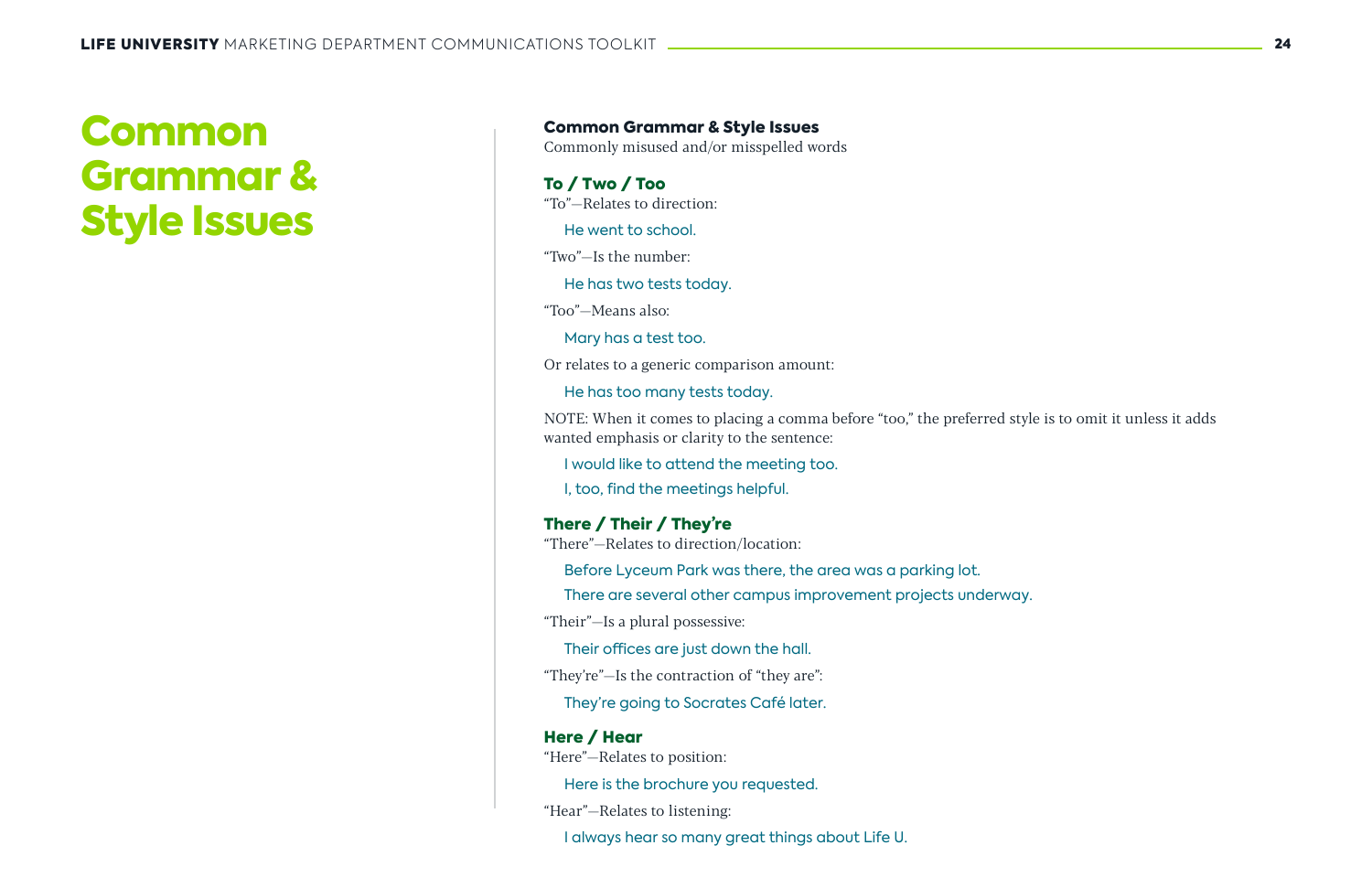# Common Grammar & Style Issues

**Common Grammar & Style Issues**
Commonly misused and/or misspelled words

### To / Two / Too

"To"—Relates to direction:

He went to school.

"Two"—Is the number:

He has two tests today.

"Too"—Means also:

Mary has a test too.

Or relates to a generic comparison amount:

He has too many tests today.

NOTE: When it comes to placing a comma before "too," the preferred style is to omit it unless it adds wanted emphasis or clarity to the sentence:

I would like to attend the meeting too.

I, too, find the meetings helpful.

### There / Their / They're

"There"—Relates to direction/location:

Before Lyceum Park was there, the area was a parking lot.

There are several other campus improvement projects underway.

"Their"—Is a plural possessive:

Their offices are just down the hall.

"They're"—Is the contraction of "they are":

They're going to Socrates Café later.

### Here / Hear

"Here"—Relates to position:

Here is the brochure you requested.

"Hear"—Relates to listening:

I always hear so many great things about Life U.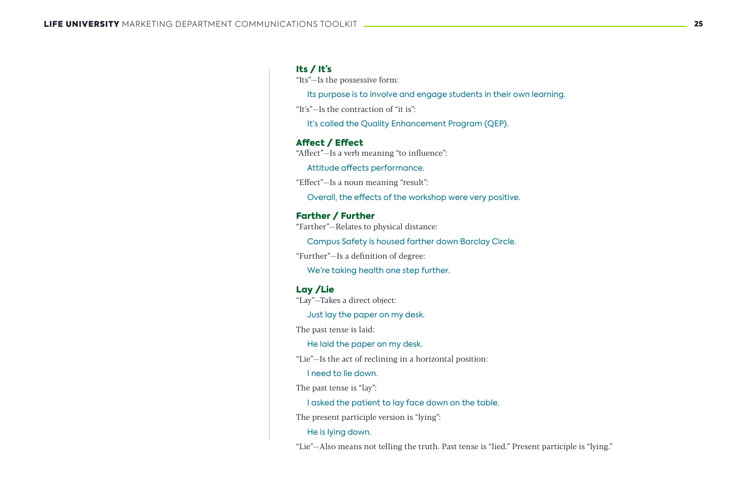### Its / It's

"Its"—Is the possessive form:

> Its purpose is to involve and engage students in their own learning.

"It's"—Is the contraction of "it is":

> It's called the Quality Enhancement Program (QEP).

### Affect / Effect

"Affect"—Is a verb meaning "to influence":

> Attitude affects performance.

"Effect"—Is a noun meaning "result":

> Overall, the effects of the workshop were very positive.

### Farther / Further

"Farther"—Relates to physical distance:

> Campus Safety is housed farther down Barclay Circle.

"Further"—Is a definition of degree:

> We're taking health one step further.

### Lay /Lie

"Lay"—Takes a direct object:

> Just lay the paper on my desk.

The past tense is laid:

> He laid the paper on my desk.

"Lie"—Is the act of reclining in a horizontal position:

> I need to lie down.

The past tense is "lay":

> I asked the patient to lay face down on the table.

The present participle version is "lying":

> He is lying down.

"Lie"—Also means not telling the truth. Past tense is "lied." Present participle is "lying."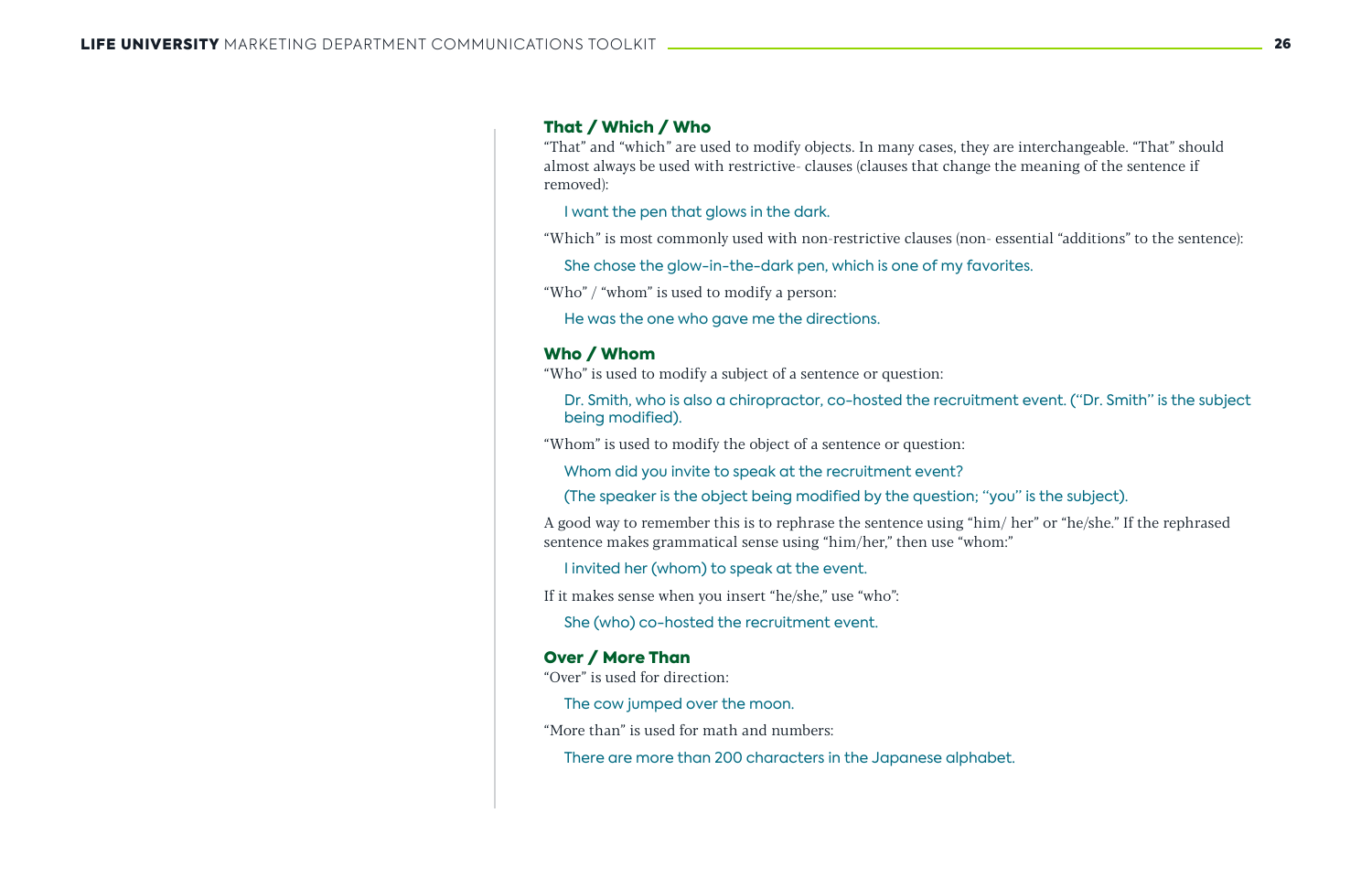### That / Which / Who

"That" and "which" are used to modify objects. In many cases, they are interchangeable. "That" should almost always be used with restrictive- clauses (clauses that change the meaning of the sentence if removed):

> I want the pen that glows in the dark.

"Which" is most commonly used with non-restrictive clauses (non- essential "additions" to the sentence):

> She chose the glow-in-the-dark pen, which is one of my favorites.

"Who" / "whom" is used to modify a person:

> He was the one who gave me the directions.

### Who / Whom

"Who" is used to modify a subject of a sentence or question:

> Dr. Smith, who is also a chiropractor, co-hosted the recruitment event. ("Dr. Smith" is the subject being modified).

"Whom" is used to modify the object of a sentence or question:

> Whom did you invite to speak at the recruitment event?
>
> (The speaker is the object being modified by the question; "you" is the subject).

A good way to remember this is to rephrase the sentence using "him/ her" or "he/she." If the rephrased sentence makes grammatical sense using "him/her," then use "whom:"

> I invited her (whom) to speak at the event.

If it makes sense when you insert "he/she," use "who":

> She (who) co-hosted the recruitment event.

### Over / More Than

"Over" is used for direction:

> The cow jumped over the moon.

"More than" is used for math and numbers:

> There are more than 200 characters in the Japanese alphabet.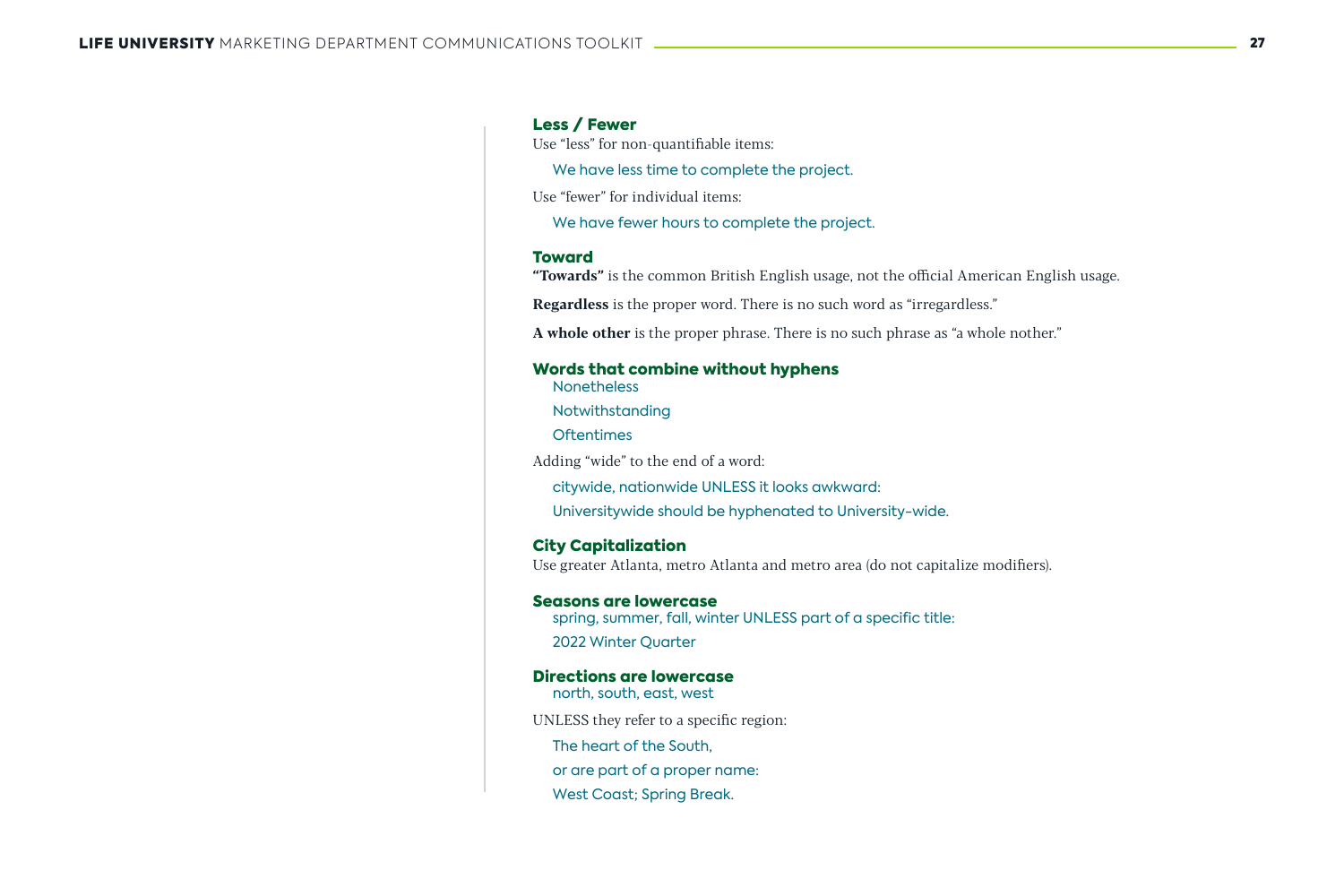### Less / Fewer

Use “less” for non-quantifiable items:

We have less time to complete the project.

Use “fewer” for individual items:

We have fewer hours to complete the project.

### Toward

**“Towards”** is the common British English usage, not the official American English usage.

**Regardless** is the proper word. There is no such word as “irregardless.”

**A whole other** is the proper phrase. There is no such phrase as “a whole nother.”

### Words that combine without hyphens

Nonetheless

Notwithstanding

Oftentimes

Adding “wide” to the end of a word:

citywide, nationwide UNLESS it looks awkward:

Universitywide should be hyphenated to University-wide.

### City Capitalization

Use greater Atlanta, metro Atlanta and metro area (do not capitalize modifiers).

### Seasons are lowercase

spring, summer, fall, winter UNLESS part of a specific title:

2022 Winter Quarter

### Directions are lowercase

north, south, east, west

UNLESS they refer to a specific region:

The heart of the South,

or are part of a proper name:

West Coast; Spring Break.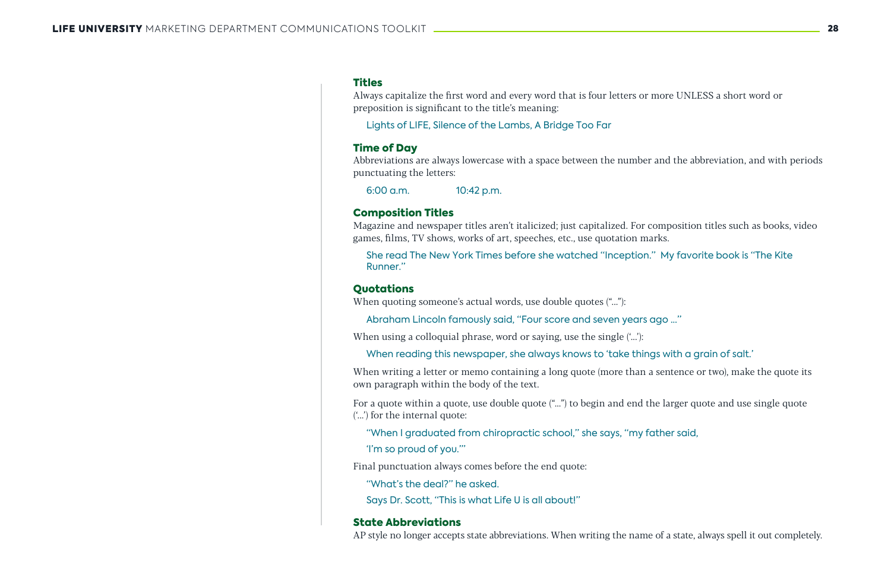### Titles

Always capitalize the first word and every word that is four letters or more UNLESS a short word or preposition is significant to the title's meaning:

Lights of LIFE, Silence of the Lambs, A Bridge Too Far

### Time of Day

Abbreviations are always lowercase with a space between the number and the abbreviation, and with periods punctuating the letters:

6:00 a.m. 10:42 p.m.

### Composition Titles

Magazine and newspaper titles aren't italicized; just capitalized. For composition titles such as books, video games, films, TV shows, works of art, speeches, etc., use quotation marks.

She read The New York Times before she watched "Inception." My favorite book is "The Kite Runner."

### Quotations

When quoting someone's actual words, use double quotes ("..."):

Abraham Lincoln famously said, "Four score and seven years ago ..."

When using a colloquial phrase, word or saying, use the single ('...'):

When reading this newspaper, she always knows to 'take things with a grain of salt.'

When writing a letter or memo containing a long quote (more than a sentence or two), make the quote its own paragraph within the body of the text.

For a quote within a quote, use double quote ("...") to begin and end the larger quote and use single quote ('...') for the internal quote:

"When I graduated from chiropractic school," she says, "my father said,

'I'm so proud of you.'"

Final punctuation always comes before the end quote:

"What's the deal?" he asked.

Says Dr. Scott, "This is what Life U is all about!"

### State Abbreviations

AP style no longer accepts state abbreviations. When writing the name of a state, always spell it out completely.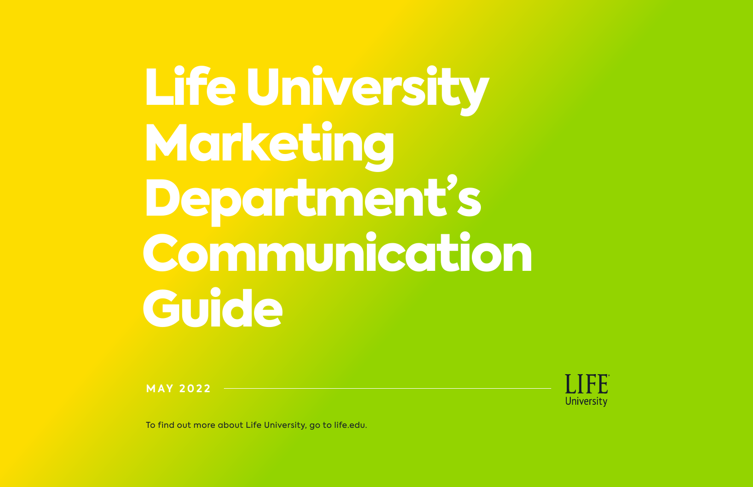# Life University Marketing Department's Communication Guide

**MAY 2022**

LIFE University

To find out more about Life University, go to life.edu.